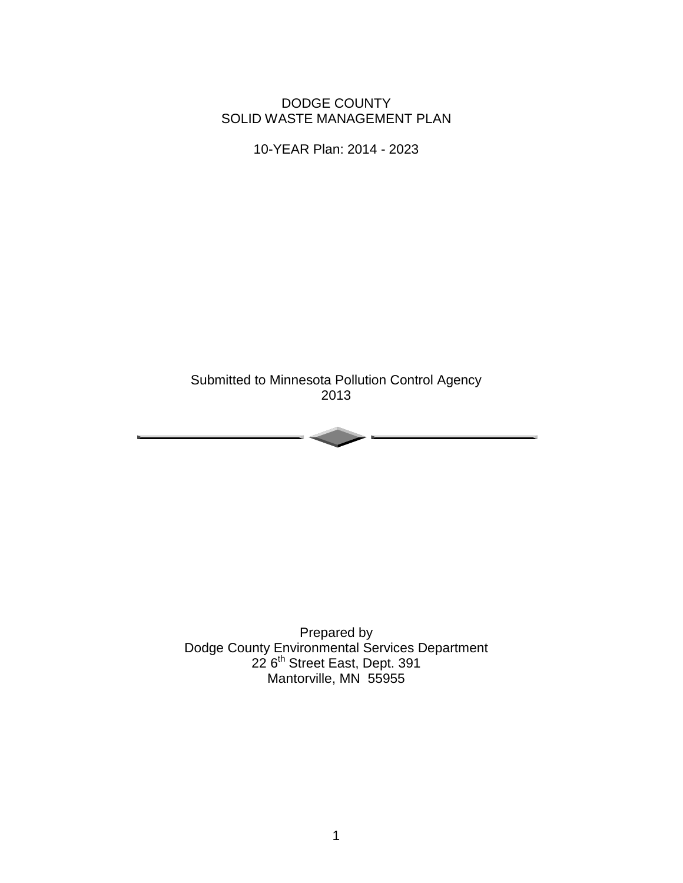# DODGE COUNTY
# SOLID WASTE MANAGEMENT PLAN

10-YEAR Plan: 2014 - 2023

Submitted to Minnesota Pollution Control Agency
2013

Prepared by
Dodge County Environmental Services Department
22 6th Street East, Dept. 391
Mantorville, MN 55955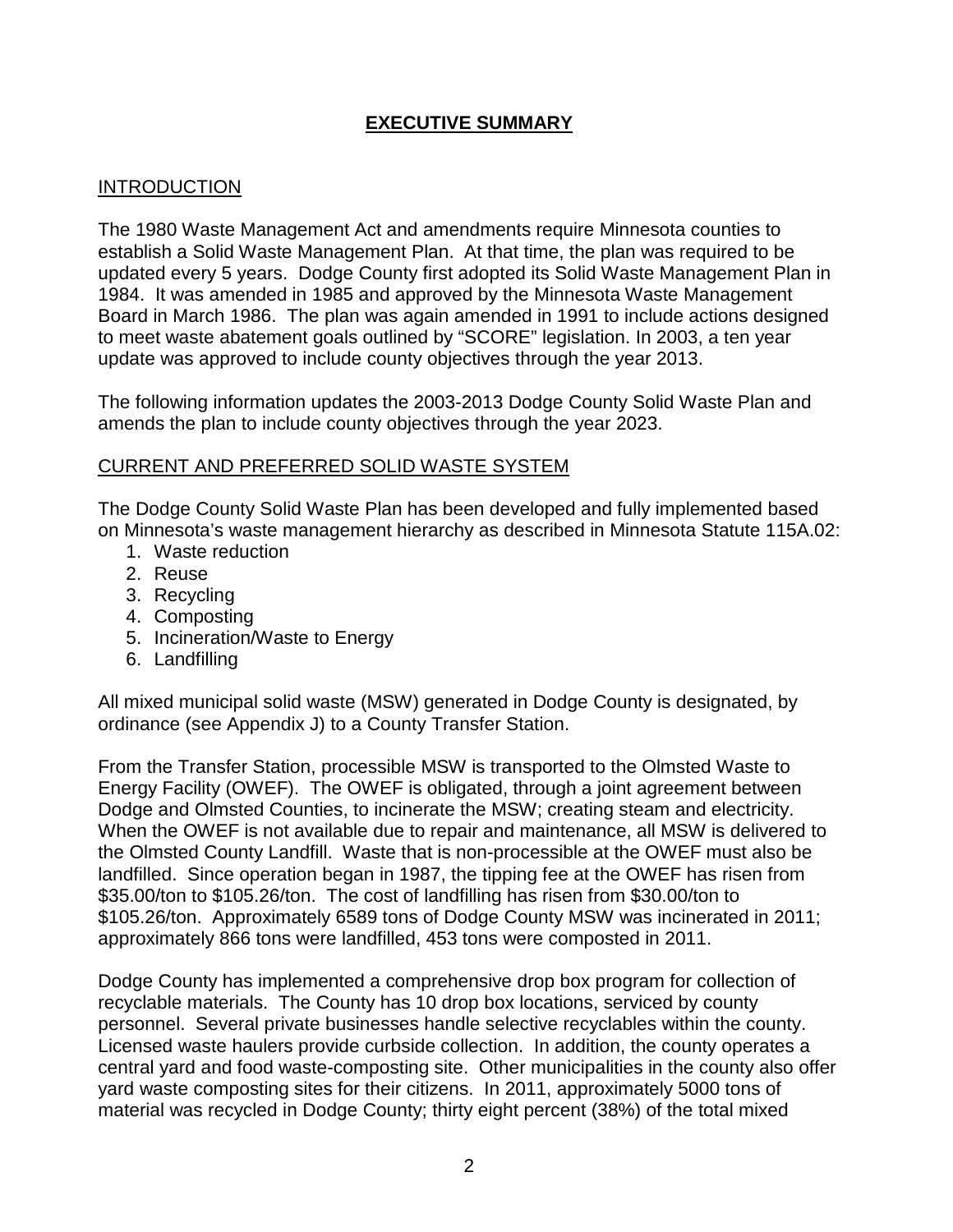# EXECUTIVE SUMMARY

## INTRODUCTION

The 1980 Waste Management Act and amendments require Minnesota counties to establish a Solid Waste Management Plan. At that time, the plan was required to be updated every 5 years. Dodge County first adopted its Solid Waste Management Plan in 1984. It was amended in 1985 and approved by the Minnesota Waste Management Board in March 1986. The plan was again amended in 1991 to include actions designed to meet waste abatement goals outlined by "SCORE" legislation. In 2003, a ten year update was approved to include county objectives through the year 2013.

The following information updates the 2003-2013 Dodge County Solid Waste Plan and amends the plan to include county objectives through the year 2023.

## CURRENT AND PREFERRED SOLID WASTE SYSTEM

The Dodge County Solid Waste Plan has been developed and fully implemented based on Minnesota's waste management hierarchy as described in Minnesota Statute 115A.02:

1. Waste reduction
2. Reuse
3. Recycling
4. Composting
5. Incineration/Waste to Energy
6. Landfilling

All mixed municipal solid waste (MSW) generated in Dodge County is designated, by ordinance (see Appendix J) to a County Transfer Station.

From the Transfer Station, processible MSW is transported to the Olmsted Waste to Energy Facility (OWEF). The OWEF is obligated, through a joint agreement between Dodge and Olmsted Counties, to incinerate the MSW; creating steam and electricity. When the OWEF is not available due to repair and maintenance, all MSW is delivered to the Olmsted County Landfill. Waste that is non-processible at the OWEF must also be landfilled. Since operation began in 1987, the tipping fee at the OWEF has risen from $35.00/ton to $105.26/ton. The cost of landfilling has risen from $30.00/ton to $105.26/ton. Approximately 6589 tons of Dodge County MSW was incinerated in 2011; approximately 866 tons were landfilled, 453 tons were composted in 2011.

Dodge County has implemented a comprehensive drop box program for collection of recyclable materials. The County has 10 drop box locations, serviced by county personnel. Several private businesses handle selective recyclables within the county. Licensed waste haulers provide curbside collection. In addition, the county operates a central yard and food waste-composting site. Other municipalities in the county also offer yard waste composting sites for their citizens. In 2011, approximately 5000 tons of material was recycled in Dodge County; thirty eight percent (38%) of the total mixed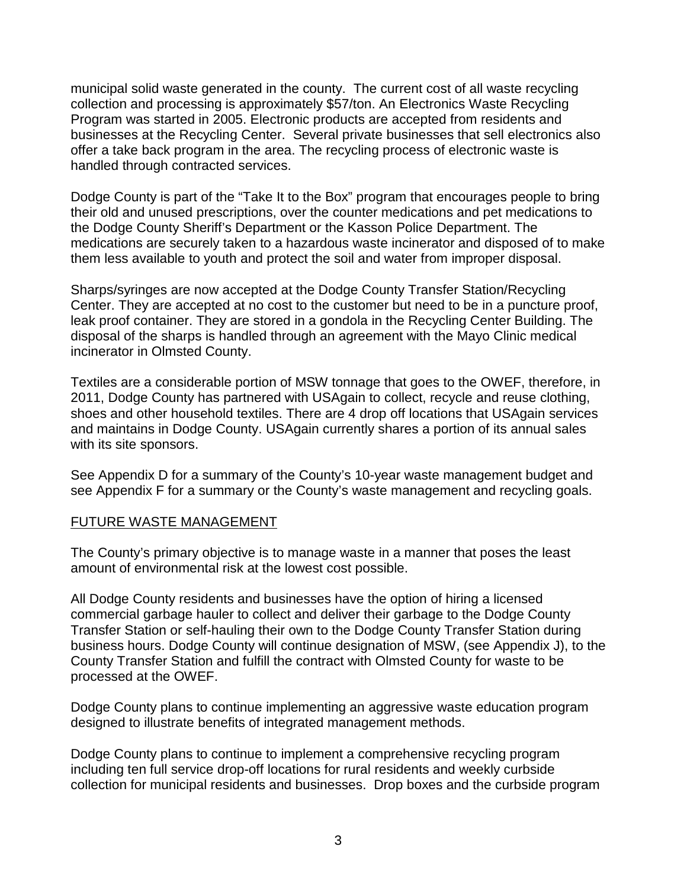municipal solid waste generated in the county. The current cost of all waste recycling collection and processing is approximately $57/ton. An Electronics Waste Recycling Program was started in 2005. Electronic products are accepted from residents and businesses at the Recycling Center. Several private businesses that sell electronics also offer a take back program in the area. The recycling process of electronic waste is handled through contracted services.

Dodge County is part of the "Take It to the Box" program that encourages people to bring their old and unused prescriptions, over the counter medications and pet medications to the Dodge County Sheriff's Department or the Kasson Police Department. The medications are securely taken to a hazardous waste incinerator and disposed of to make them less available to youth and protect the soil and water from improper disposal.

Sharps/syringes are now accepted at the Dodge County Transfer Station/Recycling Center. They are accepted at no cost to the customer but need to be in a puncture proof, leak proof container. They are stored in a gondola in the Recycling Center Building. The disposal of the sharps is handled through an agreement with the Mayo Clinic medical incinerator in Olmsted County.

Textiles are a considerable portion of MSW tonnage that goes to the OWEF, therefore, in 2011, Dodge County has partnered with USAgain to collect, recycle and reuse clothing, shoes and other household textiles. There are 4 drop off locations that USAgain services and maintains in Dodge County. USAgain currently shares a portion of its annual sales with its site sponsors.

See Appendix D for a summary of the County's 10-year waste management budget and see Appendix F for a summary or the County's waste management and recycling goals.

## FUTURE WASTE MANAGEMENT

The County's primary objective is to manage waste in a manner that poses the least amount of environmental risk at the lowest cost possible.

All Dodge County residents and businesses have the option of hiring a licensed commercial garbage hauler to collect and deliver their garbage to the Dodge County Transfer Station or self-hauling their own to the Dodge County Transfer Station during business hours. Dodge County will continue designation of MSW, (see Appendix J), to the County Transfer Station and fulfill the contract with Olmsted County for waste to be processed at the OWEF.

Dodge County plans to continue implementing an aggressive waste education program designed to illustrate benefits of integrated management methods.

Dodge County plans to continue to implement a comprehensive recycling program including ten full service drop-off locations for rural residents and weekly curbside collection for municipal residents and businesses. Drop boxes and the curbside program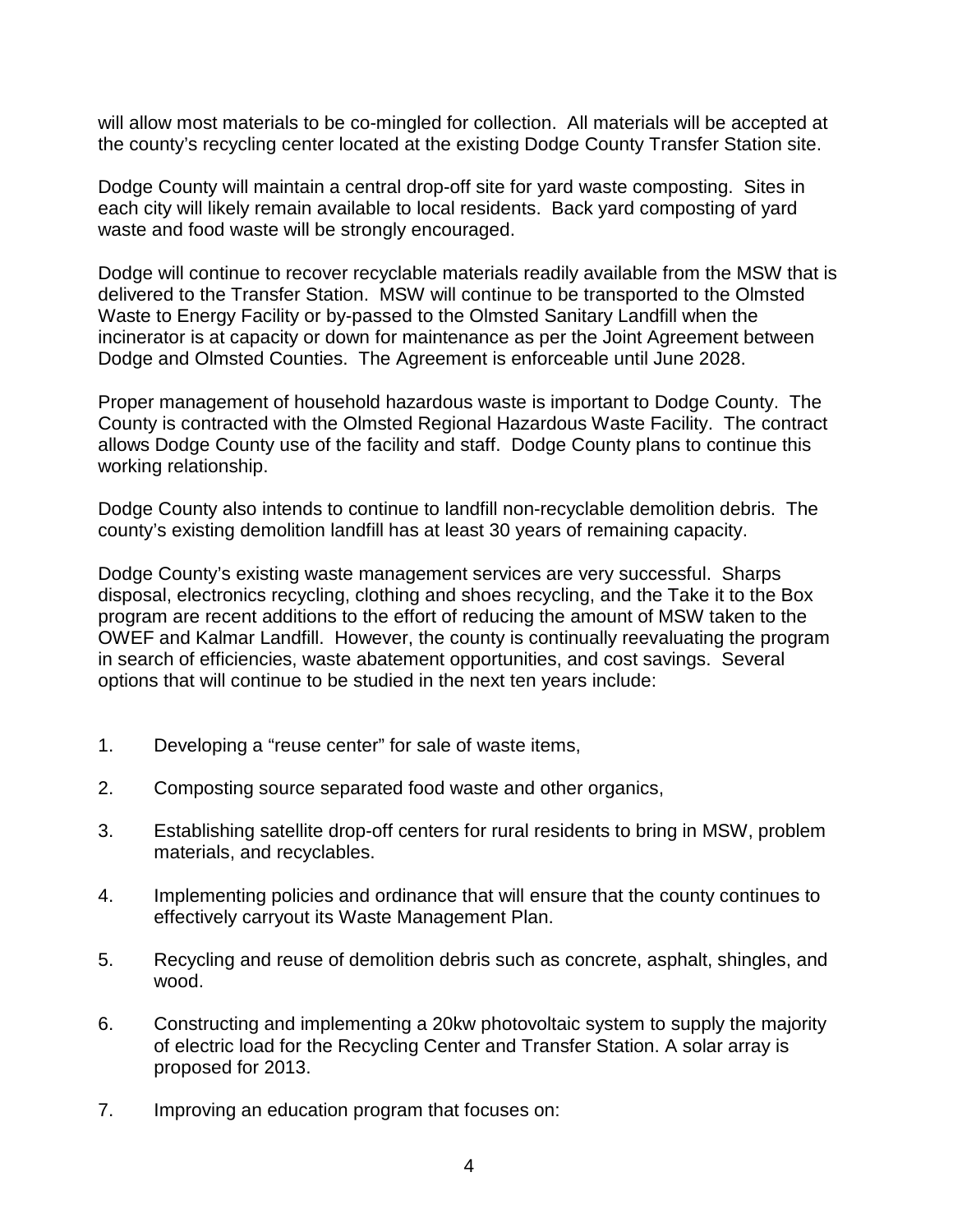will allow most materials to be co-mingled for collection. All materials will be accepted at the county's recycling center located at the existing Dodge County Transfer Station site.

Dodge County will maintain a central drop-off site for yard waste composting. Sites in each city will likely remain available to local residents. Back yard composting of yard waste and food waste will be strongly encouraged.

Dodge will continue to recover recyclable materials readily available from the MSW that is delivered to the Transfer Station. MSW will continue to be transported to the Olmsted Waste to Energy Facility or by-passed to the Olmsted Sanitary Landfill when the incinerator is at capacity or down for maintenance as per the Joint Agreement between Dodge and Olmsted Counties. The Agreement is enforceable until June 2028.

Proper management of household hazardous waste is important to Dodge County. The County is contracted with the Olmsted Regional Hazardous Waste Facility. The contract allows Dodge County use of the facility and staff. Dodge County plans to continue this working relationship.

Dodge County also intends to continue to landfill non-recyclable demolition debris. The county's existing demolition landfill has at least 30 years of remaining capacity.

Dodge County's existing waste management services are very successful. Sharps disposal, electronics recycling, clothing and shoes recycling, and the Take it to the Box program are recent additions to the effort of reducing the amount of MSW taken to the OWEF and Kalmar Landfill. However, the county is continually reevaluating the program in search of efficiencies, waste abatement opportunities, and cost savings. Several options that will continue to be studied in the next ten years include:

1. Developing a "reuse center" for sale of waste items,

2. Composting source separated food waste and other organics,

3. Establishing satellite drop-off centers for rural residents to bring in MSW, problem materials, and recyclables.

4. Implementing policies and ordinance that will ensure that the county continues to effectively carryout its Waste Management Plan.

5. Recycling and reuse of demolition debris such as concrete, asphalt, shingles, and wood.

6. Constructing and implementing a 20kw photovoltaic system to supply the majority of electric load for the Recycling Center and Transfer Station. A solar array is proposed for 2013.

7. Improving an education program that focuses on: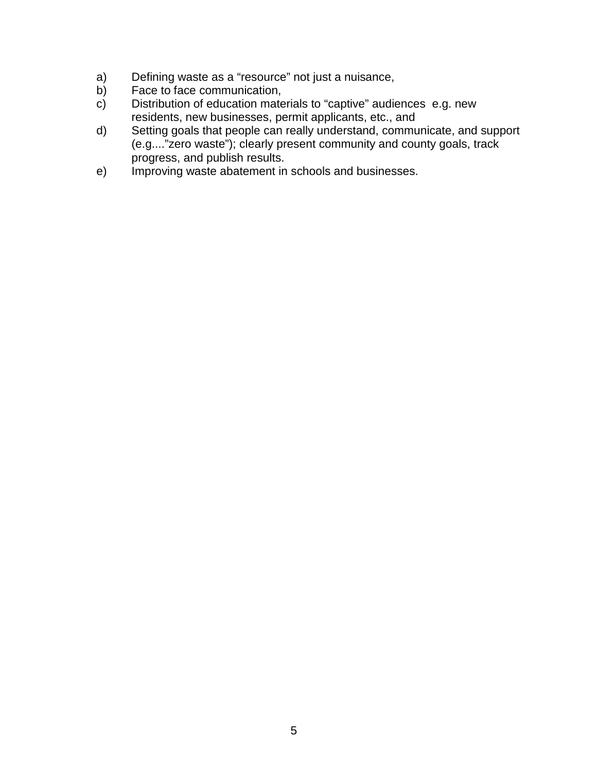a) Defining waste as a "resource" not just a nuisance,
b) Face to face communication,
c) Distribution of education materials to "captive" audiences e.g. new residents, new businesses, permit applicants, etc., and
d) Setting goals that people can really understand, communicate, and support (e.g...."zero waste"); clearly present community and county goals, track progress, and publish results.
e) Improving waste abatement in schools and businesses.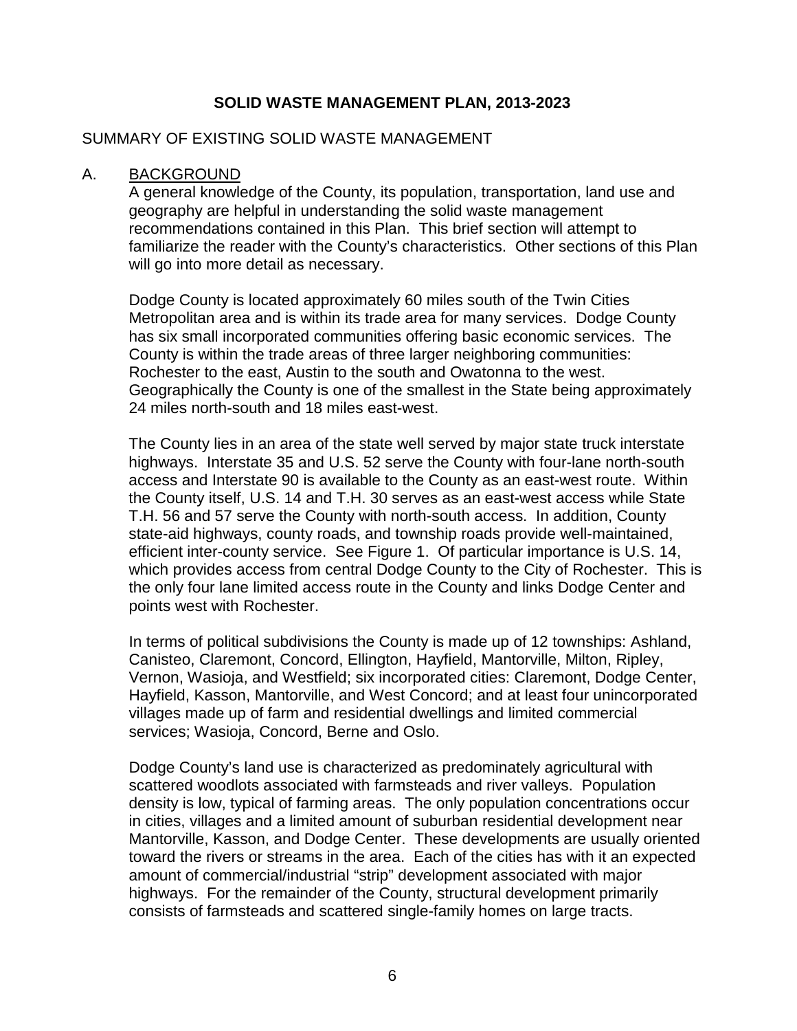# SOLID WASTE MANAGEMENT PLAN, 2013-2023

## SUMMARY OF EXISTING SOLID WASTE MANAGEMENT

### A. BACKGROUND

A general knowledge of the County, its population, transportation, land use and geography are helpful in understanding the solid waste management recommendations contained in this Plan. This brief section will attempt to familiarize the reader with the County's characteristics. Other sections of this Plan will go into more detail as necessary.

Dodge County is located approximately 60 miles south of the Twin Cities Metropolitan area and is within its trade area for many services. Dodge County has six small incorporated communities offering basic economic services. The County is within the trade areas of three larger neighboring communities: Rochester to the east, Austin to the south and Owatonna to the west. Geographically the County is one of the smallest in the State being approximately 24 miles north-south and 18 miles east-west.

The County lies in an area of the state well served by major state truck interstate highways. Interstate 35 and U.S. 52 serve the County with four-lane north-south access and Interstate 90 is available to the County as an east-west route. Within the County itself, U.S. 14 and T.H. 30 serves as an east-west access while State T.H. 56 and 57 serve the County with north-south access. In addition, County state-aid highways, county roads, and township roads provide well-maintained, efficient inter-county service. See Figure 1. Of particular importance is U.S. 14, which provides access from central Dodge County to the City of Rochester. This is the only four lane limited access route in the County and links Dodge Center and points west with Rochester.

In terms of political subdivisions the County is made up of 12 townships: Ashland, Canisteo, Claremont, Concord, Ellington, Hayfield, Mantorville, Milton, Ripley, Vernon, Wasioja, and Westfield; six incorporated cities: Claremont, Dodge Center, Hayfield, Kasson, Mantorville, and West Concord; and at least four unincorporated villages made up of farm and residential dwellings and limited commercial services; Wasioja, Concord, Berne and Oslo.

Dodge County's land use is characterized as predominately agricultural with scattered woodlots associated with farmsteads and river valleys. Population density is low, typical of farming areas. The only population concentrations occur in cities, villages and a limited amount of suburban residential development near Mantorville, Kasson, and Dodge Center. These developments are usually oriented toward the rivers or streams in the area. Each of the cities has with it an expected amount of commercial/industrial "strip" development associated with major highways. For the remainder of the County, structural development primarily consists of farmsteads and scattered single-family homes on large tracts.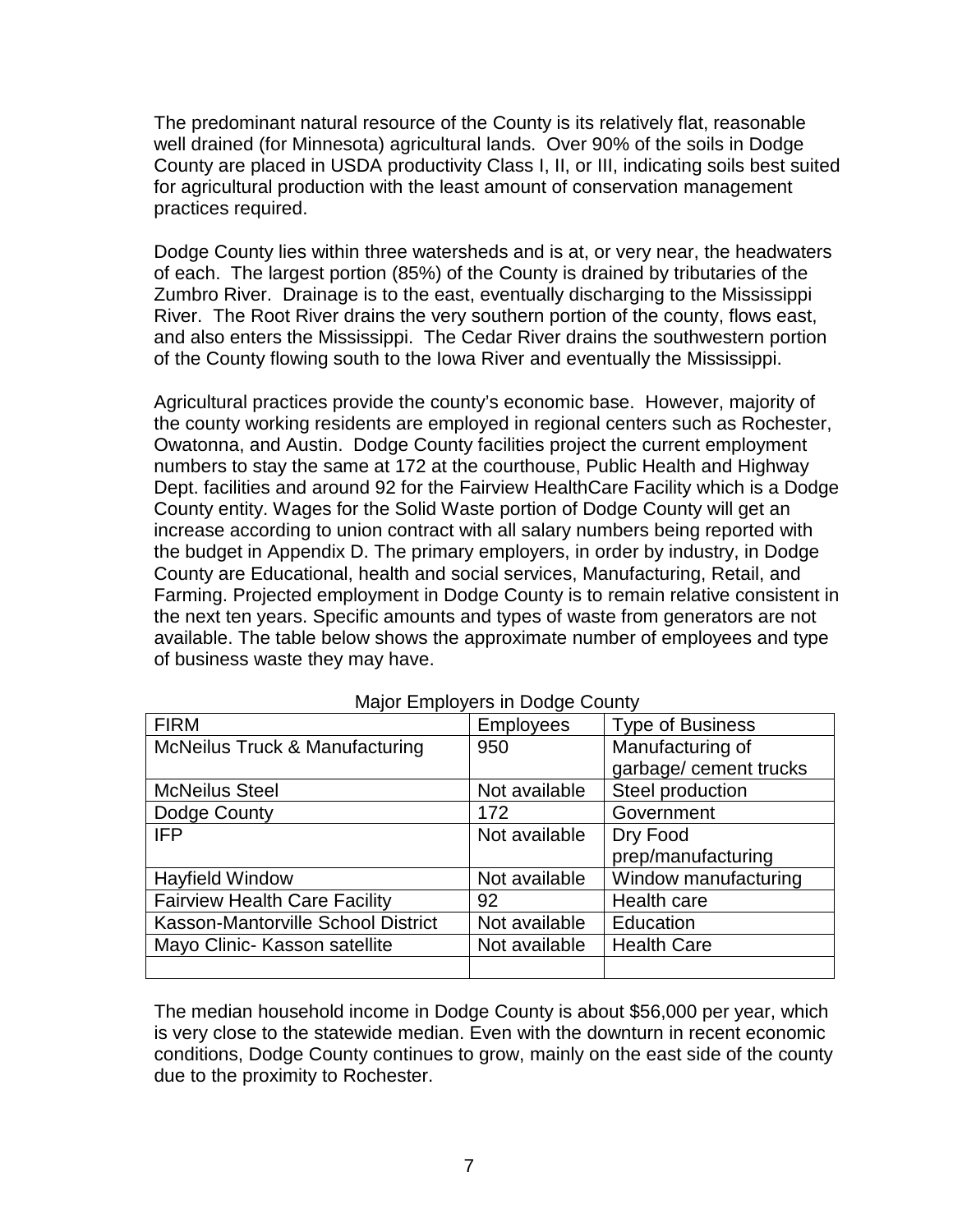The predominant natural resource of the County is its relatively flat, reasonable well drained (for Minnesota) agricultural lands. Over 90% of the soils in Dodge County are placed in USDA productivity Class I, II, or III, indicating soils best suited for agricultural production with the least amount of conservation management practices required.

Dodge County lies within three watersheds and is at, or very near, the headwaters of each. The largest portion (85%) of the County is drained by tributaries of the Zumbro River. Drainage is to the east, eventually discharging to the Mississippi River. The Root River drains the very southern portion of the county, flows east, and also enters the Mississippi. The Cedar River drains the southwestern portion of the County flowing south to the Iowa River and eventually the Mississippi.

Agricultural practices provide the county's economic base. However, majority of the county working residents are employed in regional centers such as Rochester, Owatonna, and Austin. Dodge County facilities project the current employment numbers to stay the same at 172 at the courthouse, Public Health and Highway Dept. facilities and around 92 for the Fairview HealthCare Facility which is a Dodge County entity. Wages for the Solid Waste portion of Dodge County will get an increase according to union contract with all salary numbers being reported with the budget in Appendix D. The primary employers, in order by industry, in Dodge County are Educational, health and social services, Manufacturing, Retail, and Farming. Projected employment in Dodge County is to remain relative consistent in the next ten years. Specific amounts and types of waste from generators are not available. The table below shows the approximate number of employees and type of business waste they may have.

Major Employers in Dodge County

| FIRM | Employees | Type of Business |
|---|---|---|
| McNeilus Truck & Manufacturing | 950 | Manufacturing of garbage/ cement trucks |
| McNeilus Steel | Not available | Steel production |
| Dodge County | 172 | Government |
| IFP | Not available | Dry Food prep/manufacturing |
| Hayfield Window | Not available | Window manufacturing |
| Fairview Health Care Facility | 92 | Health care |
| Kasson-Mantorville School District | Not available | Education |
| Mayo Clinic- Kasson satellite | Not available | Health Care |
| | | |

The median household income in Dodge County is about $56,000 per year, which is very close to the statewide median. Even with the downturn in recent economic conditions, Dodge County continues to grow, mainly on the east side of the county due to the proximity to Rochester.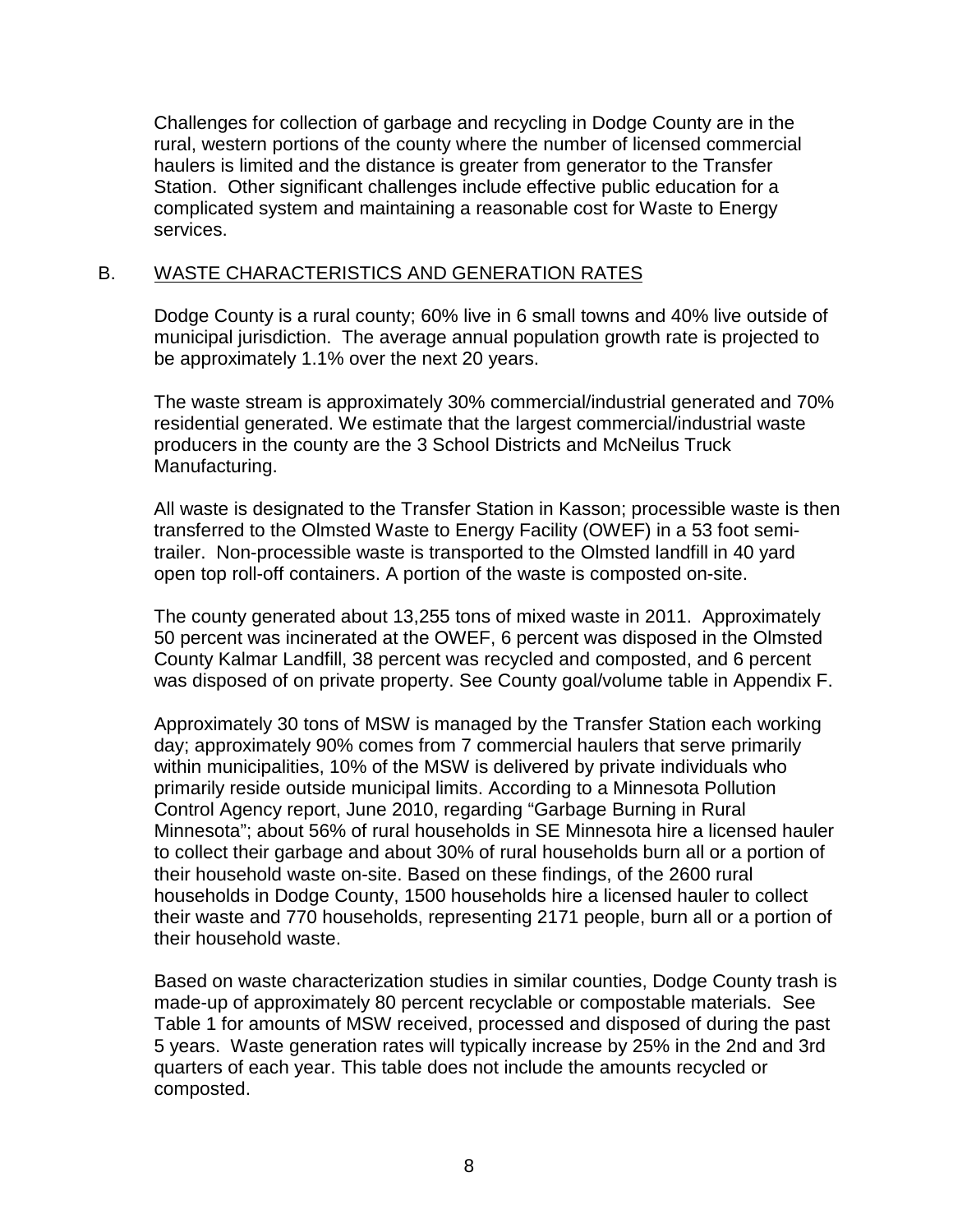Challenges for collection of garbage and recycling in Dodge County are in the rural, western portions of the county where the number of licensed commercial haulers is limited and the distance is greater from generator to the Transfer Station. Other significant challenges include effective public education for a complicated system and maintaining a reasonable cost for Waste to Energy services.

## B. WASTE CHARACTERISTICS AND GENERATION RATES

Dodge County is a rural county; 60% live in 6 small towns and 40% live outside of municipal jurisdiction. The average annual population growth rate is projected to be approximately 1.1% over the next 20 years.

The waste stream is approximately 30% commercial/industrial generated and 70% residential generated. We estimate that the largest commercial/industrial waste producers in the county are the 3 School Districts and McNeilus Truck Manufacturing.

All waste is designated to the Transfer Station in Kasson; processible waste is then transferred to the Olmsted Waste to Energy Facility (OWEF) in a 53 foot semi-trailer. Non-processible waste is transported to the Olmsted landfill in 40 yard open top roll-off containers. A portion of the waste is composted on-site.

The county generated about 13,255 tons of mixed waste in 2011. Approximately 50 percent was incinerated at the OWEF, 6 percent was disposed in the Olmsted County Kalmar Landfill, 38 percent was recycled and composted, and 6 percent was disposed of on private property. See County goal/volume table in Appendix F.

Approximately 30 tons of MSW is managed by the Transfer Station each working day; approximately 90% comes from 7 commercial haulers that serve primarily within municipalities, 10% of the MSW is delivered by private individuals who primarily reside outside municipal limits. According to a Minnesota Pollution Control Agency report, June 2010, regarding "Garbage Burning in Rural Minnesota"; about 56% of rural households in SE Minnesota hire a licensed hauler to collect their garbage and about 30% of rural households burn all or a portion of their household waste on-site. Based on these findings, of the 2600 rural households in Dodge County, 1500 households hire a licensed hauler to collect their waste and 770 households, representing 2171 people, burn all or a portion of their household waste.

Based on waste characterization studies in similar counties, Dodge County trash is made-up of approximately 80 percent recyclable or compostable materials. See Table 1 for amounts of MSW received, processed and disposed of during the past 5 years. Waste generation rates will typically increase by 25% in the 2nd and 3rd quarters of each year. This table does not include the amounts recycled or composted.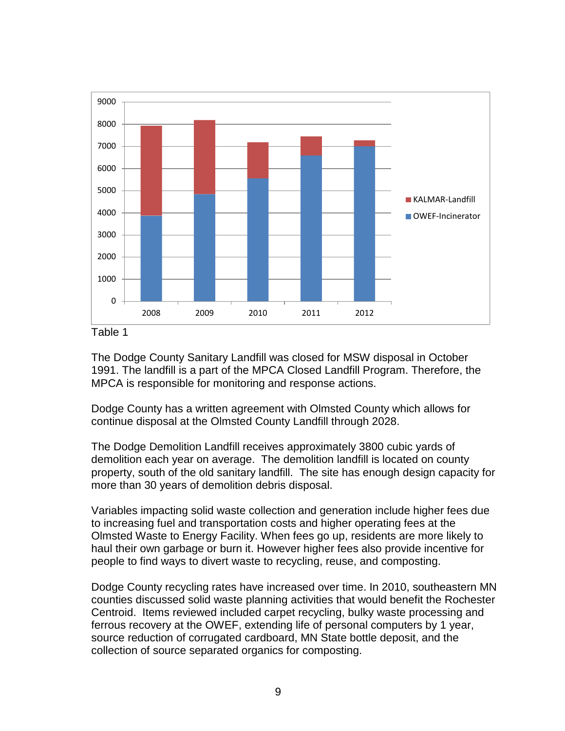9000
8000
7000
6000
5000
4000
3000
2000
1000
0

2008
2009
2010
2011
2012

KALMAR-Landfill
OWEF-Incinerator

Table 1

The Dodge County Sanitary Landfill was closed for MSW disposal in October 1991. The landfill is a part of the MPCA Closed Landfill Program. Therefore, the MPCA is responsible for monitoring and response actions.

Dodge County has a written agreement with Olmsted County which allows for continue disposal at the Olmsted County Landfill through 2028.

The Dodge Demolition Landfill receives approximately 3800 cubic yards of demolition each year on average. The demolition landfill is located on county property, south of the old sanitary landfill. The site has enough design capacity for more than 30 years of demolition debris disposal.

Variables impacting solid waste collection and generation include higher fees due to increasing fuel and transportation costs and higher operating fees at the Olmsted Waste to Energy Facility. When fees go up, residents are more likely to haul their own garbage or burn it. However higher fees also provide incentive for people to find ways to divert waste to recycling, reuse, and composting.

Dodge County recycling rates have increased over time. In 2010, southeastern MN counties discussed solid waste planning activities that would benefit the Rochester Centroid. Items reviewed included carpet recycling, bulky waste processing and ferrous recovery at the OWEF, extending life of personal computers by 1 year, source reduction of corrugated cardboard, MN State bottle deposit, and the collection of source separated organics for composting.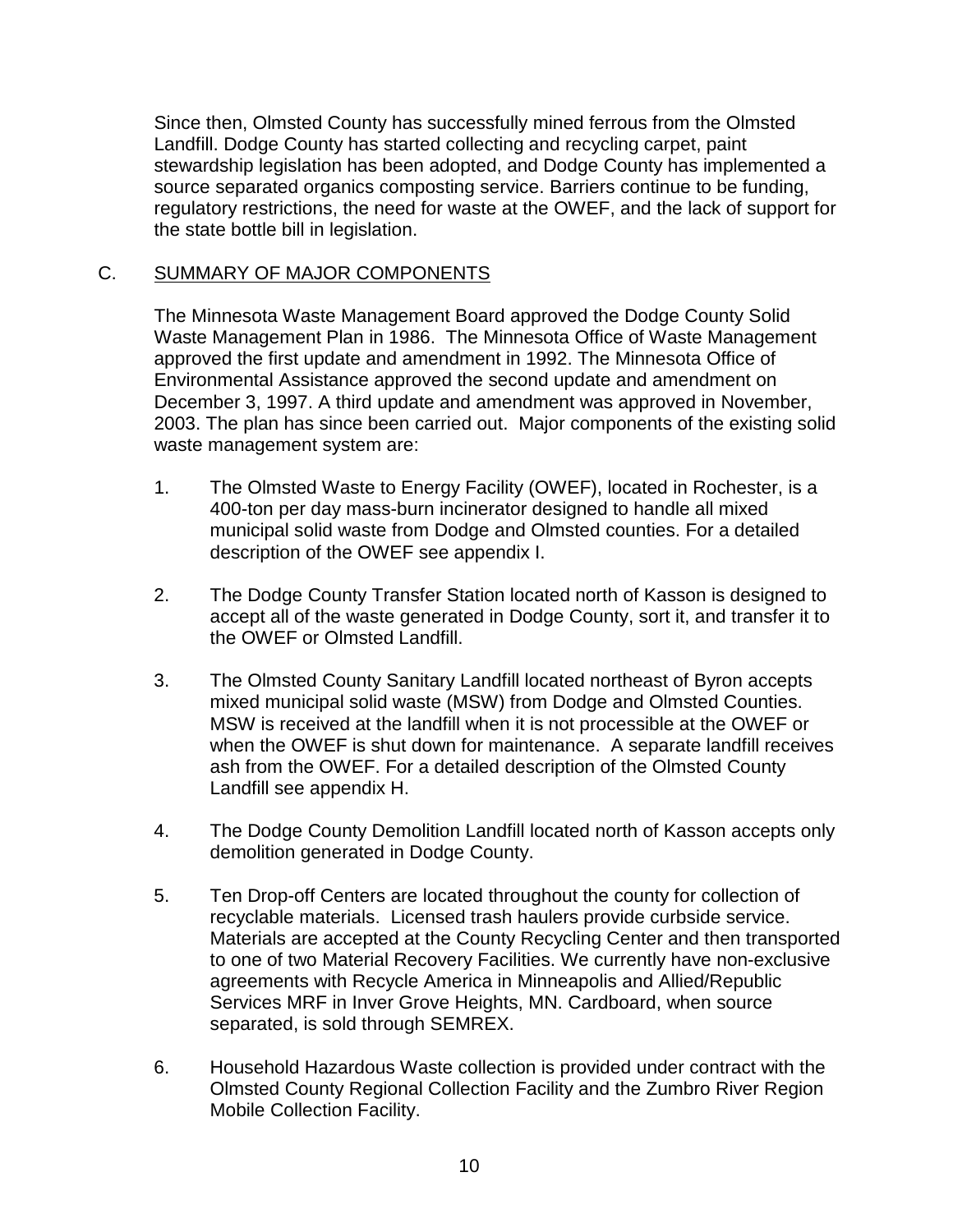Since then, Olmsted County has successfully mined ferrous from the Olmsted Landfill. Dodge County has started collecting and recycling carpet, paint stewardship legislation has been adopted, and Dodge County has implemented a source separated organics composting service. Barriers continue to be funding, regulatory restrictions, the need for waste at the OWEF, and the lack of support for the state bottle bill in legislation.

## C. SUMMARY OF MAJOR COMPONENTS

The Minnesota Waste Management Board approved the Dodge County Solid Waste Management Plan in 1986. The Minnesota Office of Waste Management approved the first update and amendment in 1992. The Minnesota Office of Environmental Assistance approved the second update and amendment on December 3, 1997. A third update and amendment was approved in November, 2003. The plan has since been carried out. Major components of the existing solid waste management system are:

1. The Olmsted Waste to Energy Facility (OWEF), located in Rochester, is a 400-ton per day mass-burn incinerator designed to handle all mixed municipal solid waste from Dodge and Olmsted counties. For a detailed description of the OWEF see appendix I.

2. The Dodge County Transfer Station located north of Kasson is designed to accept all of the waste generated in Dodge County, sort it, and transfer it to the OWEF or Olmsted Landfill.

3. The Olmsted County Sanitary Landfill located northeast of Byron accepts mixed municipal solid waste (MSW) from Dodge and Olmsted Counties. MSW is received at the landfill when it is not processible at the OWEF or when the OWEF is shut down for maintenance. A separate landfill receives ash from the OWEF. For a detailed description of the Olmsted County Landfill see appendix H.

4. The Dodge County Demolition Landfill located north of Kasson accepts only demolition generated in Dodge County.

5. Ten Drop-off Centers are located throughout the county for collection of recyclable materials. Licensed trash haulers provide curbside service. Materials are accepted at the County Recycling Center and then transported to one of two Material Recovery Facilities. We currently have non-exclusive agreements with Recycle America in Minneapolis and Allied/Republic Services MRF in Inver Grove Heights, MN. Cardboard, when source separated, is sold through SEMREX.

6. Household Hazardous Waste collection is provided under contract with the Olmsted County Regional Collection Facility and the Zumbro River Region Mobile Collection Facility.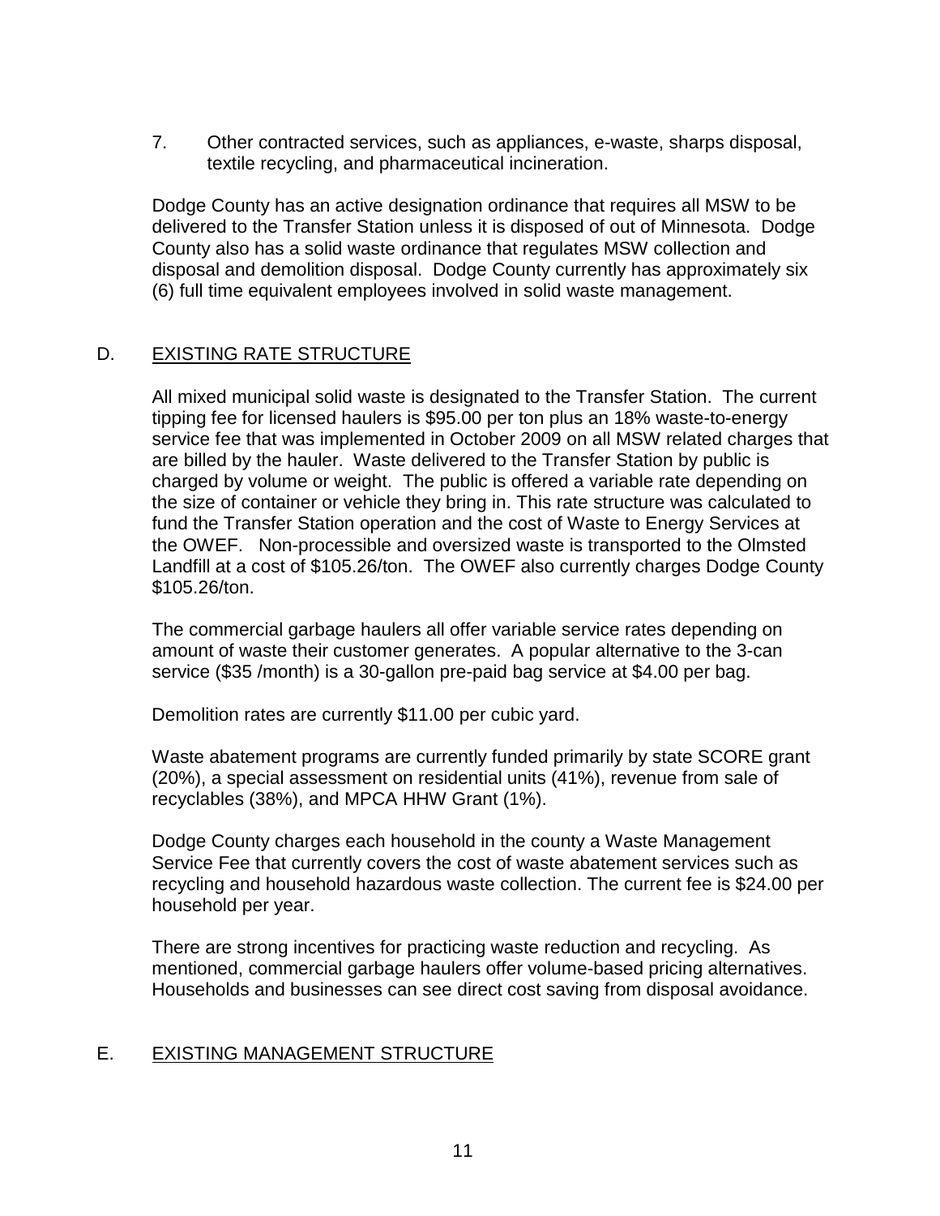7. Other contracted services, such as appliances, e-waste, sharps disposal, textile recycling, and pharmaceutical incineration.

Dodge County has an active designation ordinance that requires all MSW to be delivered to the Transfer Station unless it is disposed of out of Minnesota. Dodge County also has a solid waste ordinance that regulates MSW collection and disposal and demolition disposal. Dodge County currently has approximately six (6) full time equivalent employees involved in solid waste management.

## D. EXISTING RATE STRUCTURE

All mixed municipal solid waste is designated to the Transfer Station. The current tipping fee for licensed haulers is $95.00 per ton plus an 18% waste-to-energy service fee that was implemented in October 2009 on all MSW related charges that are billed by the hauler. Waste delivered to the Transfer Station by public is charged by volume or weight. The public is offered a variable rate depending on the size of container or vehicle they bring in. This rate structure was calculated to fund the Transfer Station operation and the cost of Waste to Energy Services at the OWEF. Non-processible and oversized waste is transported to the Olmsted Landfill at a cost of $105.26/ton. The OWEF also currently charges Dodge County $105.26/ton.

The commercial garbage haulers all offer variable service rates depending on amount of waste their customer generates. A popular alternative to the 3-can service ($35 /month) is a 30-gallon pre-paid bag service at $4.00 per bag.

Demolition rates are currently $11.00 per cubic yard.

Waste abatement programs are currently funded primarily by state SCORE grant (20%), a special assessment on residential units (41%), revenue from sale of recyclables (38%), and MPCA HHW Grant (1%).

Dodge County charges each household in the county a Waste Management Service Fee that currently covers the cost of waste abatement services such as recycling and household hazardous waste collection. The current fee is $24.00 per household per year.

There are strong incentives for practicing waste reduction and recycling. As mentioned, commercial garbage haulers offer volume-based pricing alternatives. Households and businesses can see direct cost saving from disposal avoidance.

## E. EXISTING MANAGEMENT STRUCTURE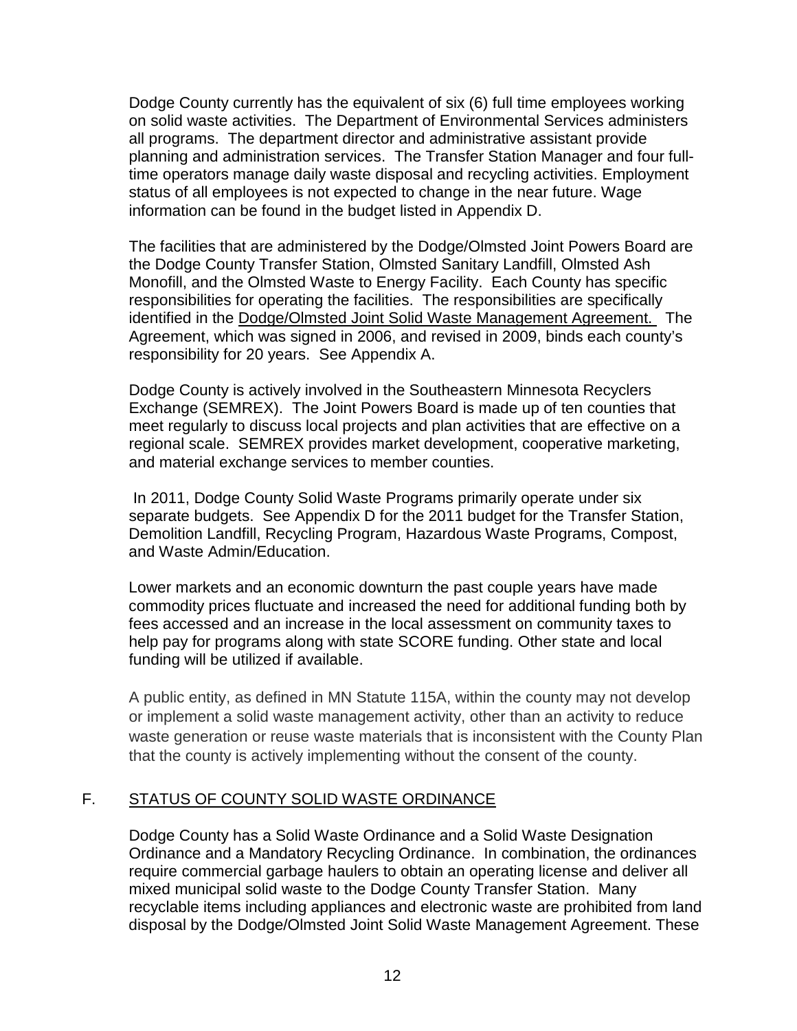Dodge County currently has the equivalent of six (6) full time employees working on solid waste activities. The Department of Environmental Services administers all programs. The department director and administrative assistant provide planning and administration services. The Transfer Station Manager and four full-time operators manage daily waste disposal and recycling activities. Employment status of all employees is not expected to change in the near future. Wage information can be found in the budget listed in Appendix D.

The facilities that are administered by the Dodge/Olmsted Joint Powers Board are the Dodge County Transfer Station, Olmsted Sanitary Landfill, Olmsted Ash Monofill, and the Olmsted Waste to Energy Facility. Each County has specific responsibilities for operating the facilities. The responsibilities are specifically identified in the Dodge/Olmsted Joint Solid Waste Management Agreement. The Agreement, which was signed in 2006, and revised in 2009, binds each county's responsibility for 20 years. See Appendix A.

Dodge County is actively involved in the Southeastern Minnesota Recyclers Exchange (SEMREX). The Joint Powers Board is made up of ten counties that meet regularly to discuss local projects and plan activities that are effective on a regional scale. SEMREX provides market development, cooperative marketing, and material exchange services to member counties.

In 2011, Dodge County Solid Waste Programs primarily operate under six separate budgets. See Appendix D for the 2011 budget for the Transfer Station, Demolition Landfill, Recycling Program, Hazardous Waste Programs, Compost, and Waste Admin/Education.

Lower markets and an economic downturn the past couple years have made commodity prices fluctuate and increased the need for additional funding both by fees accessed and an increase in the local assessment on community taxes to help pay for programs along with state SCORE funding. Other state and local funding will be utilized if available.

A public entity, as defined in MN Statute 115A, within the county may not develop or implement a solid waste management activity, other than an activity to reduce waste generation or reuse waste materials that is inconsistent with the County Plan that the county is actively implementing without the consent of the county.

## F. STATUS OF COUNTY SOLID WASTE ORDINANCE

Dodge County has a Solid Waste Ordinance and a Solid Waste Designation Ordinance and a Mandatory Recycling Ordinance. In combination, the ordinances require commercial garbage haulers to obtain an operating license and deliver all mixed municipal solid waste to the Dodge County Transfer Station. Many recyclable items including appliances and electronic waste are prohibited from land disposal by the Dodge/Olmsted Joint Solid Waste Management Agreement. These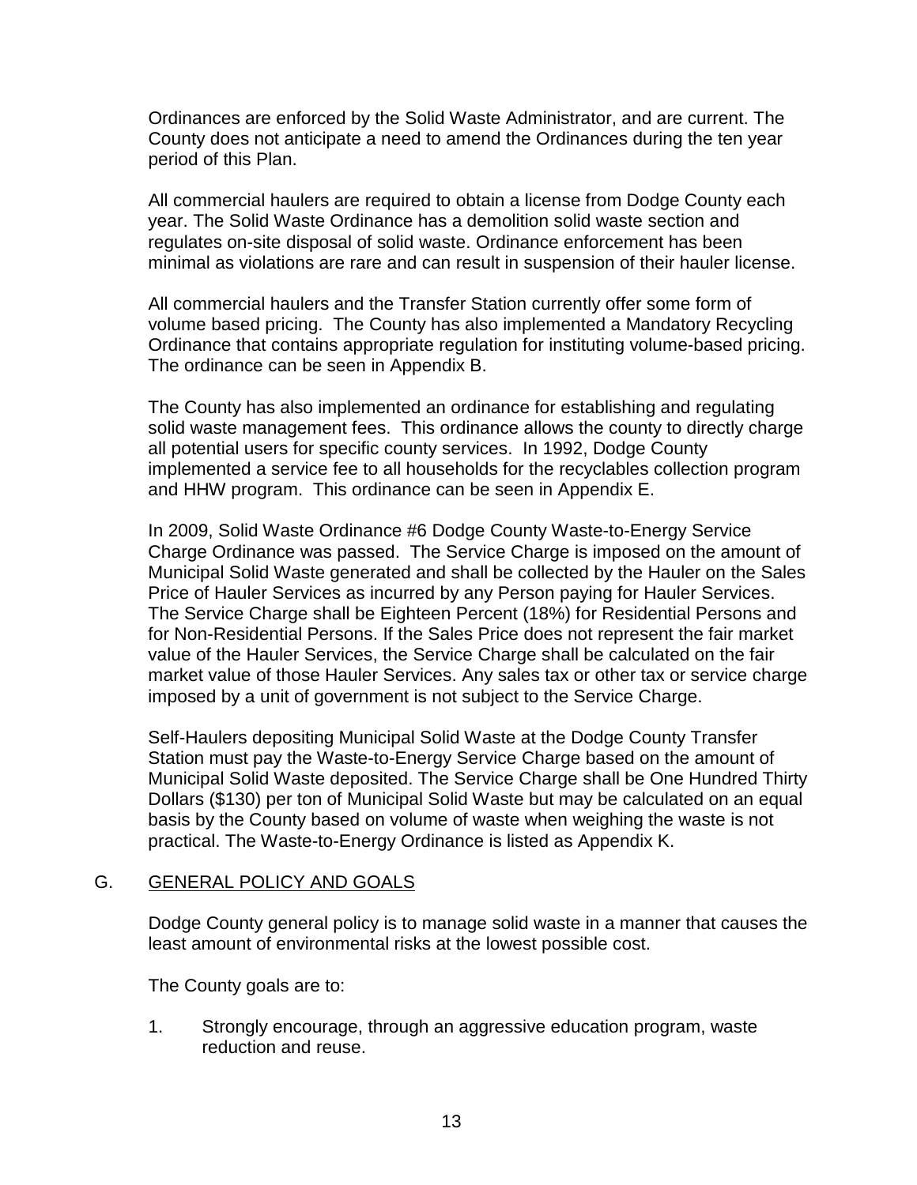Ordinances are enforced by the Solid Waste Administrator, and are current. The County does not anticipate a need to amend the Ordinances during the ten year period of this Plan.

All commercial haulers are required to obtain a license from Dodge County each year. The Solid Waste Ordinance has a demolition solid waste section and regulates on-site disposal of solid waste. Ordinance enforcement has been minimal as violations are rare and can result in suspension of their hauler license.

All commercial haulers and the Transfer Station currently offer some form of volume based pricing. The County has also implemented a Mandatory Recycling Ordinance that contains appropriate regulation for instituting volume-based pricing. The ordinance can be seen in Appendix B.

The County has also implemented an ordinance for establishing and regulating solid waste management fees. This ordinance allows the county to directly charge all potential users for specific county services. In 1992, Dodge County implemented a service fee to all households for the recyclables collection program and HHW program. This ordinance can be seen in Appendix E.

In 2009, Solid Waste Ordinance #6 Dodge County Waste-to-Energy Service Charge Ordinance was passed. The Service Charge is imposed on the amount of Municipal Solid Waste generated and shall be collected by the Hauler on the Sales Price of Hauler Services as incurred by any Person paying for Hauler Services. The Service Charge shall be Eighteen Percent (18%) for Residential Persons and for Non-Residential Persons. If the Sales Price does not represent the fair market value of the Hauler Services, the Service Charge shall be calculated on the fair market value of those Hauler Services. Any sales tax or other tax or service charge imposed by a unit of government is not subject to the Service Charge.

Self-Haulers depositing Municipal Solid Waste at the Dodge County Transfer Station must pay the Waste-to-Energy Service Charge based on the amount of Municipal Solid Waste deposited. The Service Charge shall be One Hundred Thirty Dollars ($130) per ton of Municipal Solid Waste but may be calculated on an equal basis by the County based on volume of waste when weighing the waste is not practical. The Waste-to-Energy Ordinance is listed as Appendix K.

## G. GENERAL POLICY AND GOALS

Dodge County general policy is to manage solid waste in a manner that causes the least amount of environmental risks at the lowest possible cost.

The County goals are to:

1. Strongly encourage, through an aggressive education program, waste reduction and reuse.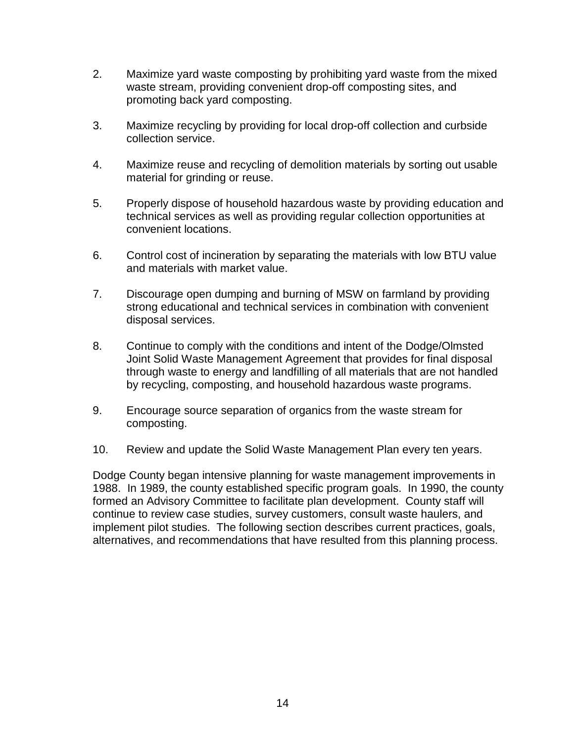2. Maximize yard waste composting by prohibiting yard waste from the mixed waste stream, providing convenient drop-off composting sites, and promoting back yard composting.

3. Maximize recycling by providing for local drop-off collection and curbside collection service.

4. Maximize reuse and recycling of demolition materials by sorting out usable material for grinding or reuse.

5. Properly dispose of household hazardous waste by providing education and technical services as well as providing regular collection opportunities at convenient locations.

6. Control cost of incineration by separating the materials with low BTU value and materials with market value.

7. Discourage open dumping and burning of MSW on farmland by providing strong educational and technical services in combination with convenient disposal services.

8. Continue to comply with the conditions and intent of the Dodge/Olmsted Joint Solid Waste Management Agreement that provides for final disposal through waste to energy and landfilling of all materials that are not handled by recycling, composting, and household hazardous waste programs.

9. Encourage source separation of organics from the waste stream for composting.

10. Review and update the Solid Waste Management Plan every ten years.

Dodge County began intensive planning for waste management improvements in 1988. In 1989, the county established specific program goals. In 1990, the county formed an Advisory Committee to facilitate plan development. County staff will continue to review case studies, survey customers, consult waste haulers, and implement pilot studies. The following section describes current practices, goals, alternatives, and recommendations that have resulted from this planning process.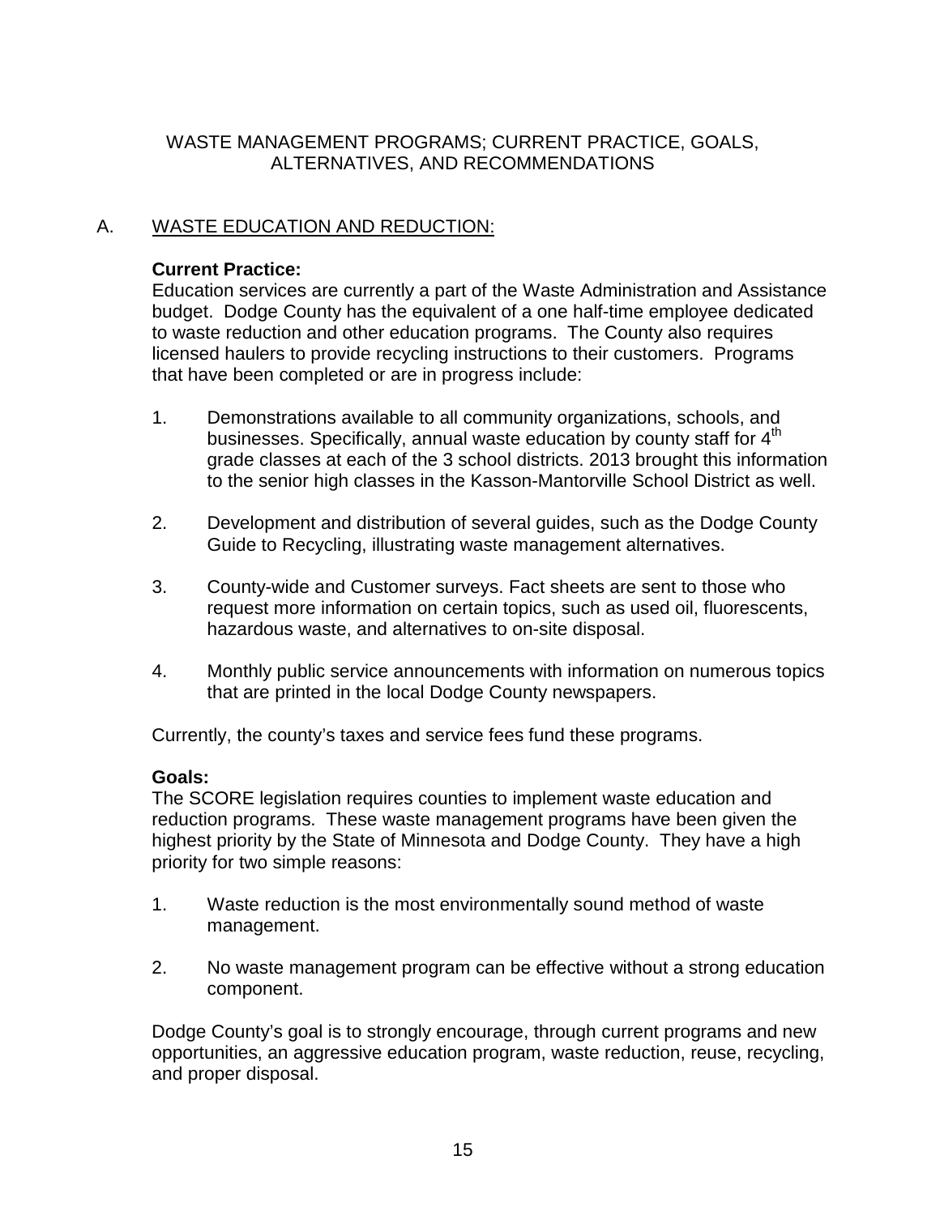# WASTE MANAGEMENT PROGRAMS; CURRENT PRACTICE, GOALS, ALTERNATIVES, AND RECOMMENDATIONS

## A. WASTE EDUCATION AND REDUCTION:

**Current Practice:**
Education services are currently a part of the Waste Administration and Assistance budget. Dodge County has the equivalent of a one half-time employee dedicated to waste reduction and other education programs. The County also requires licensed haulers to provide recycling instructions to their customers. Programs that have been completed or are in progress include:

1. Demonstrations available to all community organizations, schools, and businesses. Specifically, annual waste education by county staff for 4th grade classes at each of the 3 school districts. 2013 brought this information to the senior high classes in the Kasson-Mantorville School District as well.

2. Development and distribution of several guides, such as the Dodge County Guide to Recycling, illustrating waste management alternatives.

3. County-wide and Customer surveys. Fact sheets are sent to those who request more information on certain topics, such as used oil, fluorescents, hazardous waste, and alternatives to on-site disposal.

4. Monthly public service announcements with information on numerous topics that are printed in the local Dodge County newspapers.

Currently, the county's taxes and service fees fund these programs.

**Goals:**
The SCORE legislation requires counties to implement waste education and reduction programs. These waste management programs have been given the highest priority by the State of Minnesota and Dodge County. They have a high priority for two simple reasons:

1. Waste reduction is the most environmentally sound method of waste management.

2. No waste management program can be effective without a strong education component.

Dodge County's goal is to strongly encourage, through current programs and new opportunities, an aggressive education program, waste reduction, reuse, recycling, and proper disposal.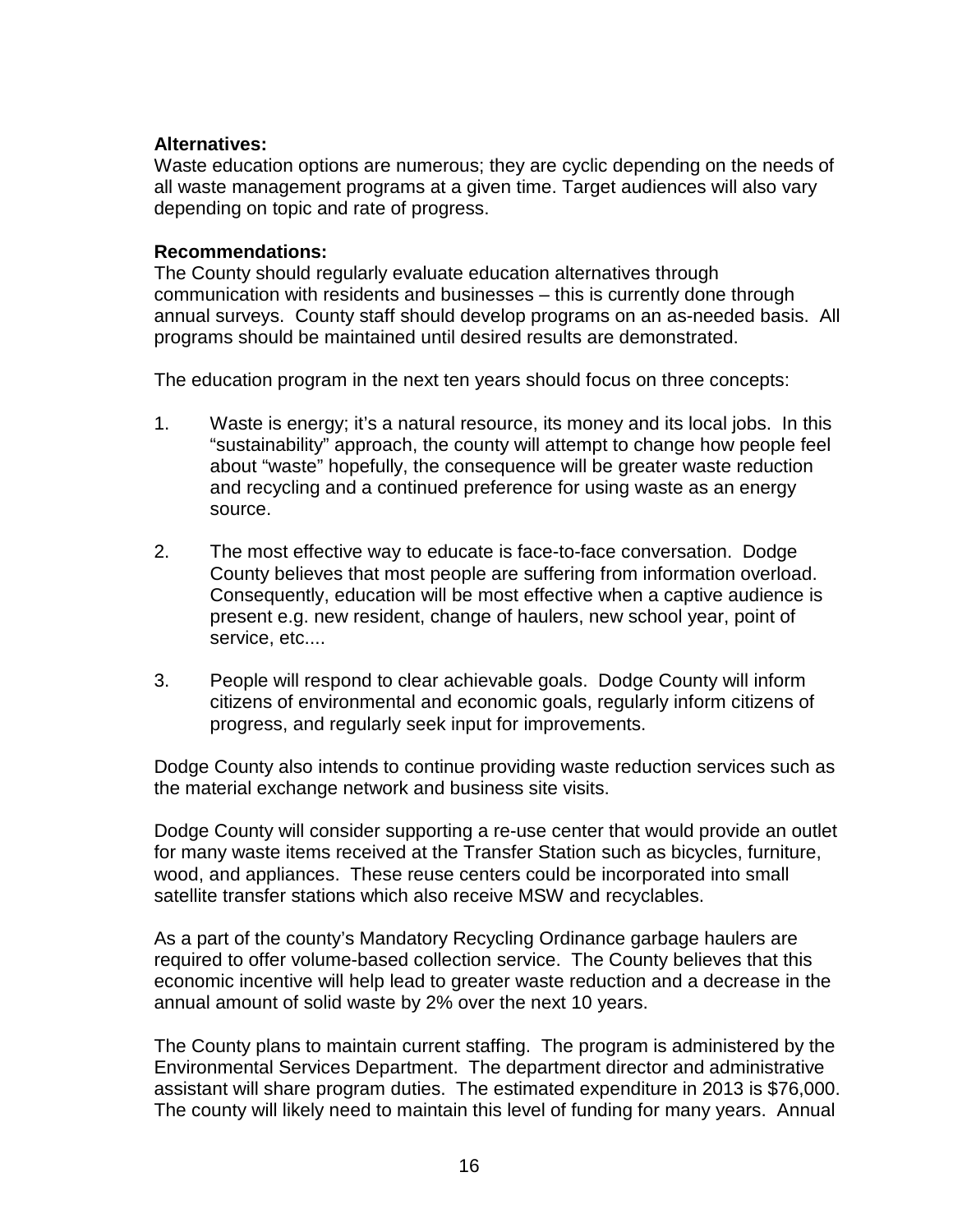**Alternatives:**
Waste education options are numerous; they are cyclic depending on the needs of all waste management programs at a given time. Target audiences will also vary depending on topic and rate of progress.

**Recommendations:**
The County should regularly evaluate education alternatives through communication with residents and businesses – this is currently done through annual surveys. County staff should develop programs on an as-needed basis. All programs should be maintained until desired results are demonstrated.

The education program in the next ten years should focus on three concepts:

1. Waste is energy; it's a natural resource, its money and its local jobs. In this "sustainability" approach, the county will attempt to change how people feel about "waste" hopefully, the consequence will be greater waste reduction and recycling and a continued preference for using waste as an energy source.

2. The most effective way to educate is face-to-face conversation. Dodge County believes that most people are suffering from information overload. Consequently, education will be most effective when a captive audience is present e.g. new resident, change of haulers, new school year, point of service, etc....

3. People will respond to clear achievable goals. Dodge County will inform citizens of environmental and economic goals, regularly inform citizens of progress, and regularly seek input for improvements.

Dodge County also intends to continue providing waste reduction services such as the material exchange network and business site visits.

Dodge County will consider supporting a re-use center that would provide an outlet for many waste items received at the Transfer Station such as bicycles, furniture, wood, and appliances. These reuse centers could be incorporated into small satellite transfer stations which also receive MSW and recyclables.

As a part of the county's Mandatory Recycling Ordinance garbage haulers are required to offer volume-based collection service. The County believes that this economic incentive will help lead to greater waste reduction and a decrease in the annual amount of solid waste by 2% over the next 10 years.

The County plans to maintain current staffing. The program is administered by the Environmental Services Department. The department director and administrative assistant will share program duties. The estimated expenditure in 2013 is $76,000. The county will likely need to maintain this level of funding for many years. Annual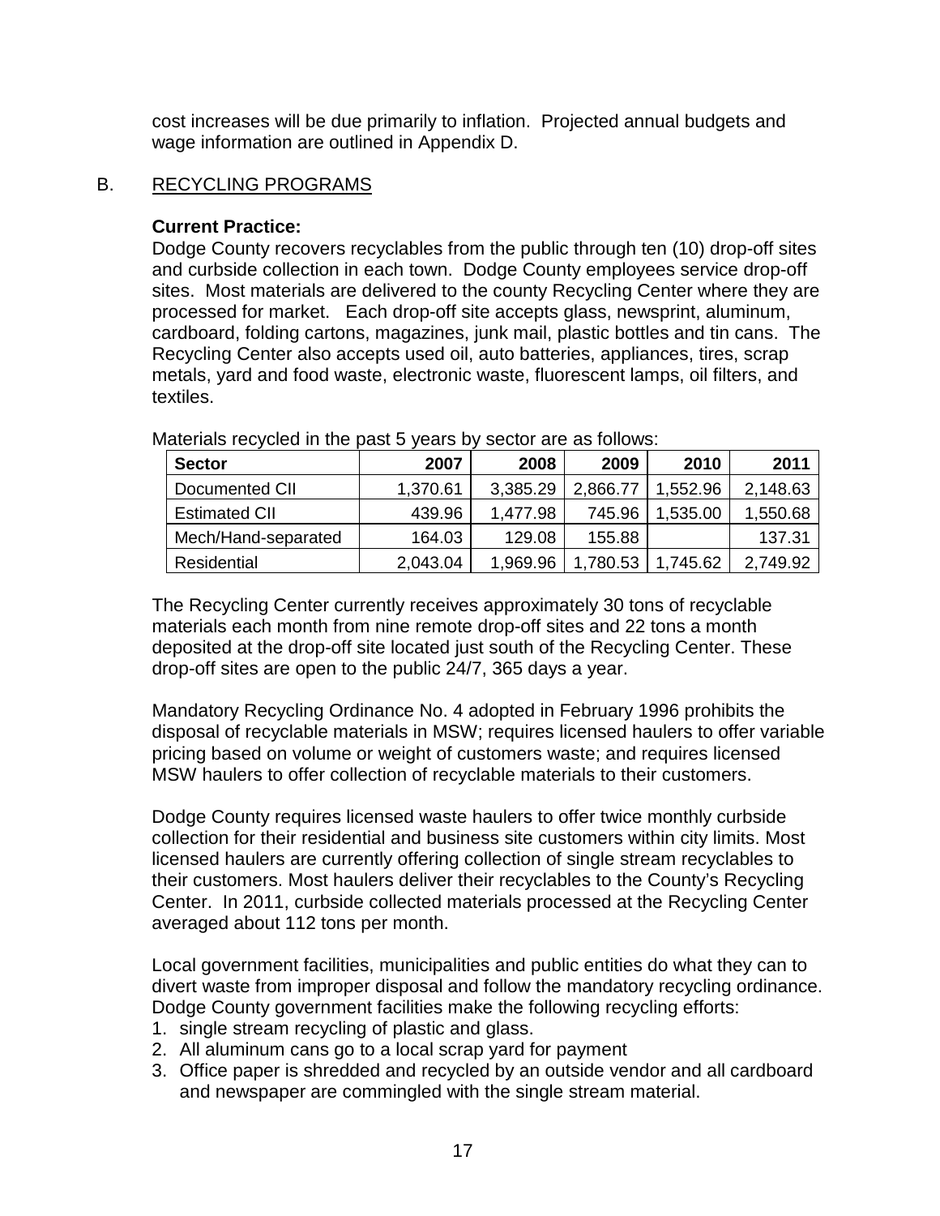cost increases will be due primarily to inflation. Projected annual budgets and wage information are outlined in Appendix D.

## B. RECYCLING PROGRAMS

**Current Practice:**

Dodge County recovers recyclables from the public through ten (10) drop-off sites and curbside collection in each town. Dodge County employees service drop-off sites. Most materials are delivered to the county Recycling Center where they are processed for market. Each drop-off site accepts glass, newsprint, aluminum, cardboard, folding cartons, magazines, junk mail, plastic bottles and tin cans. The Recycling Center also accepts used oil, auto batteries, appliances, tires, scrap metals, yard and food waste, electronic waste, fluorescent lamps, oil filters, and textiles.

Materials recycled in the past 5 years by sector are as follows:

| Sector | 2007 | 2008 | 2009 | 2010 | 2011 |
|---|---|---|---|---|---|
| Documented CII | 1,370.61 | 3,385.29 | 2,866.77 | 1,552.96 | 2,148.63 |
| Estimated CII | 439.96 | 1,477.98 | 745.96 | 1,535.00 | 1,550.68 |
| Mech/Hand-separated | 164.03 | 129.08 | 155.88 | | 137.31 |
| Residential | 2,043.04 | 1,969.96 | 1,780.53 | 1,745.62 | 2,749.92 |

The Recycling Center currently receives approximately 30 tons of recyclable materials each month from nine remote drop-off sites and 22 tons a month deposited at the drop-off site located just south of the Recycling Center. These drop-off sites are open to the public 24/7, 365 days a year.

Mandatory Recycling Ordinance No. 4 adopted in February 1996 prohibits the disposal of recyclable materials in MSW; requires licensed haulers to offer variable pricing based on volume or weight of customers waste; and requires licensed MSW haulers to offer collection of recyclable materials to their customers.

Dodge County requires licensed waste haulers to offer twice monthly curbside collection for their residential and business site customers within city limits. Most licensed haulers are currently offering collection of single stream recyclables to their customers. Most haulers deliver their recyclables to the County's Recycling Center. In 2011, curbside collected materials processed at the Recycling Center averaged about 112 tons per month.

Local government facilities, municipalities and public entities do what they can to divert waste from improper disposal and follow the mandatory recycling ordinance. Dodge County government facilities make the following recycling efforts:

1. single stream recycling of plastic and glass.
2. All aluminum cans go to a local scrap yard for payment
3. Office paper is shredded and recycled by an outside vendor and all cardboard and newspaper are commingled with the single stream material.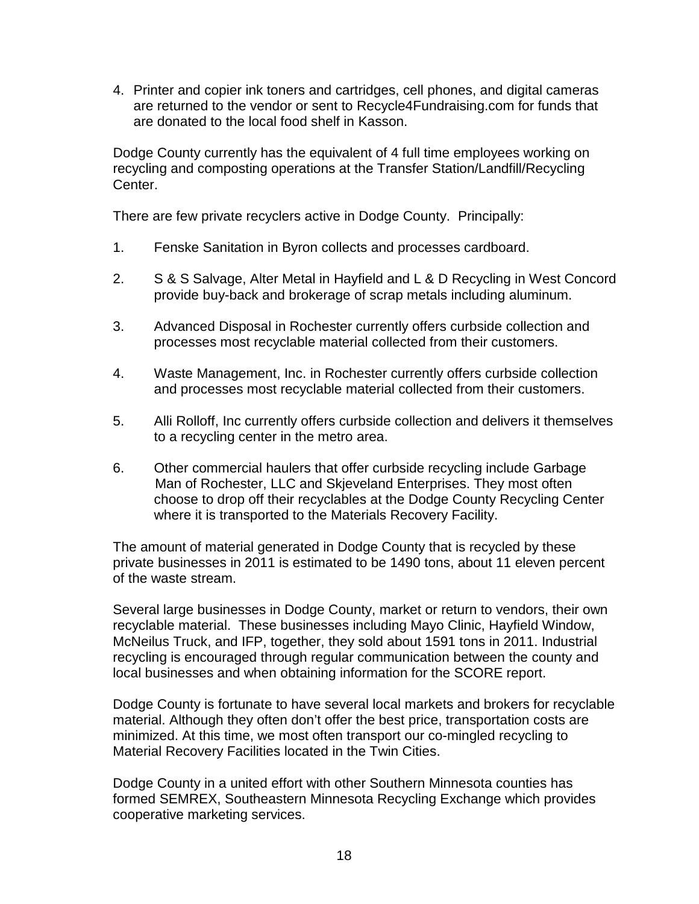4. Printer and copier ink toners and cartridges, cell phones, and digital cameras are returned to the vendor or sent to Recycle4Fundraising.com for funds that are donated to the local food shelf in Kasson.

Dodge County currently has the equivalent of 4 full time employees working on recycling and composting operations at the Transfer Station/Landfill/Recycling Center.

There are few private recyclers active in Dodge County. Principally:

1. Fenske Sanitation in Byron collects and processes cardboard.

2. S & S Salvage, Alter Metal in Hayfield and L & D Recycling in West Concord provide buy-back and brokerage of scrap metals including aluminum.

3. Advanced Disposal in Rochester currently offers curbside collection and processes most recyclable material collected from their customers.

4. Waste Management, Inc. in Rochester currently offers curbside collection and processes most recyclable material collected from their customers.

5. Alli Rolloff, Inc currently offers curbside collection and delivers it themselves to a recycling center in the metro area.

6. Other commercial haulers that offer curbside recycling include Garbage Man of Rochester, LLC and Skjeveland Enterprises. They most often choose to drop off their recyclables at the Dodge County Recycling Center where it is transported to the Materials Recovery Facility.

The amount of material generated in Dodge County that is recycled by these private businesses in 2011 is estimated to be 1490 tons, about 11 eleven percent of the waste stream.

Several large businesses in Dodge County, market or return to vendors, their own recyclable material. These businesses including Mayo Clinic, Hayfield Window, McNeilus Truck, and IFP, together, they sold about 1591 tons in 2011. Industrial recycling is encouraged through regular communication between the county and local businesses and when obtaining information for the SCORE report.

Dodge County is fortunate to have several local markets and brokers for recyclable material. Although they often don't offer the best price, transportation costs are minimized. At this time, we most often transport our co-mingled recycling to Material Recovery Facilities located in the Twin Cities.

Dodge County in a united effort with other Southern Minnesota counties has formed SEMREX, Southeastern Minnesota Recycling Exchange which provides cooperative marketing services.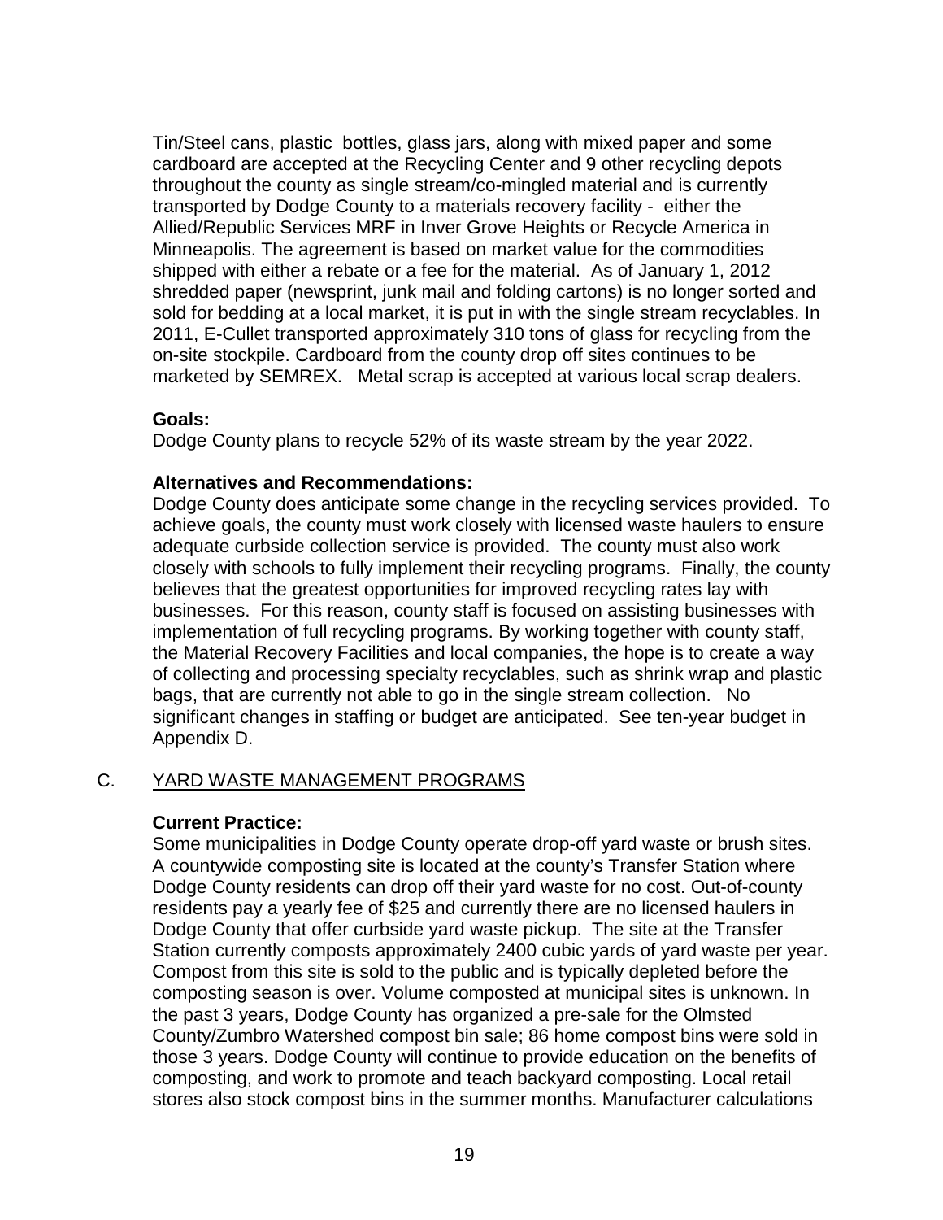Tin/Steel cans, plastic bottles, glass jars, along with mixed paper and some cardboard are accepted at the Recycling Center and 9 other recycling depots throughout the county as single stream/co-mingled material and is currently transported by Dodge County to a materials recovery facility - either the Allied/Republic Services MRF in Inver Grove Heights or Recycle America in Minneapolis. The agreement is based on market value for the commodities shipped with either a rebate or a fee for the material. As of January 1, 2012 shredded paper (newsprint, junk mail and folding cartons) is no longer sorted and sold for bedding at a local market, it is put in with the single stream recyclables. In 2011, E-Cullet transported approximately 310 tons of glass for recycling from the on-site stockpile. Cardboard from the county drop off sites continues to be marketed by SEMREX. Metal scrap is accepted at various local scrap dealers.

**Goals:**

Dodge County plans to recycle 52% of its waste stream by the year 2022.

**Alternatives and Recommendations:**

Dodge County does anticipate some change in the recycling services provided. To achieve goals, the county must work closely with licensed waste haulers to ensure adequate curbside collection service is provided. The county must also work closely with schools to fully implement their recycling programs. Finally, the county believes that the greatest opportunities for improved recycling rates lay with businesses. For this reason, county staff is focused on assisting businesses with implementation of full recycling programs. By working together with county staff, the Material Recovery Facilities and local companies, the hope is to create a way of collecting and processing specialty recyclables, such as shrink wrap and plastic bags, that are currently not able to go in the single stream collection. No significant changes in staffing or budget are anticipated. See ten-year budget in Appendix D.

## C. YARD WASTE MANAGEMENT PROGRAMS

**Current Practice:**

Some municipalities in Dodge County operate drop-off yard waste or brush sites. A countywide composting site is located at the county's Transfer Station where Dodge County residents can drop off their yard waste for no cost. Out-of-county residents pay a yearly fee of $25 and currently there are no licensed haulers in Dodge County that offer curbside yard waste pickup. The site at the Transfer Station currently composts approximately 2400 cubic yards of yard waste per year. Compost from this site is sold to the public and is typically depleted before the composting season is over. Volume composted at municipal sites is unknown. In the past 3 years, Dodge County has organized a pre-sale for the Olmsted County/Zumbro Watershed compost bin sale; 86 home compost bins were sold in those 3 years. Dodge County will continue to provide education on the benefits of composting, and work to promote and teach backyard composting. Local retail stores also stock compost bins in the summer months. Manufacturer calculations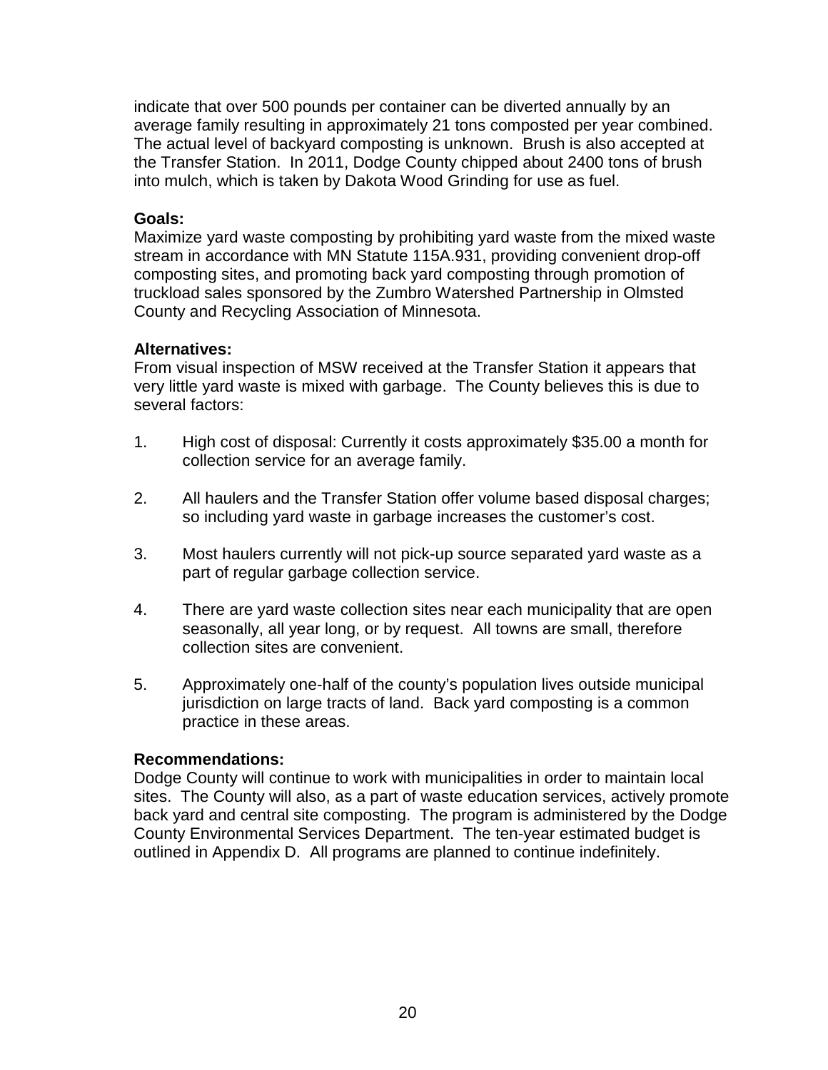indicate that over 500 pounds per container can be diverted annually by an average family resulting in approximately 21 tons composted per year combined. The actual level of backyard composting is unknown. Brush is also accepted at the Transfer Station. In 2011, Dodge County chipped about 2400 tons of brush into mulch, which is taken by Dakota Wood Grinding for use as fuel.

**Goals:**
Maximize yard waste composting by prohibiting yard waste from the mixed waste stream in accordance with MN Statute 115A.931, providing convenient drop-off composting sites, and promoting back yard composting through promotion of truckload sales sponsored by the Zumbro Watershed Partnership in Olmsted County and Recycling Association of Minnesota.

**Alternatives:**
From visual inspection of MSW received at the Transfer Station it appears that very little yard waste is mixed with garbage. The County believes this is due to several factors:

1. High cost of disposal: Currently it costs approximately $35.00 a month for collection service for an average family.

2. All haulers and the Transfer Station offer volume based disposal charges; so including yard waste in garbage increases the customer's cost.

3. Most haulers currently will not pick-up source separated yard waste as a part of regular garbage collection service.

4. There are yard waste collection sites near each municipality that are open seasonally, all year long, or by request. All towns are small, therefore collection sites are convenient.

5. Approximately one-half of the county's population lives outside municipal jurisdiction on large tracts of land. Back yard composting is a common practice in these areas.

**Recommendations:**
Dodge County will continue to work with municipalities in order to maintain local sites. The County will also, as a part of waste education services, actively promote back yard and central site composting. The program is administered by the Dodge County Environmental Services Department. The ten-year estimated budget is outlined in Appendix D. All programs are planned to continue indefinitely.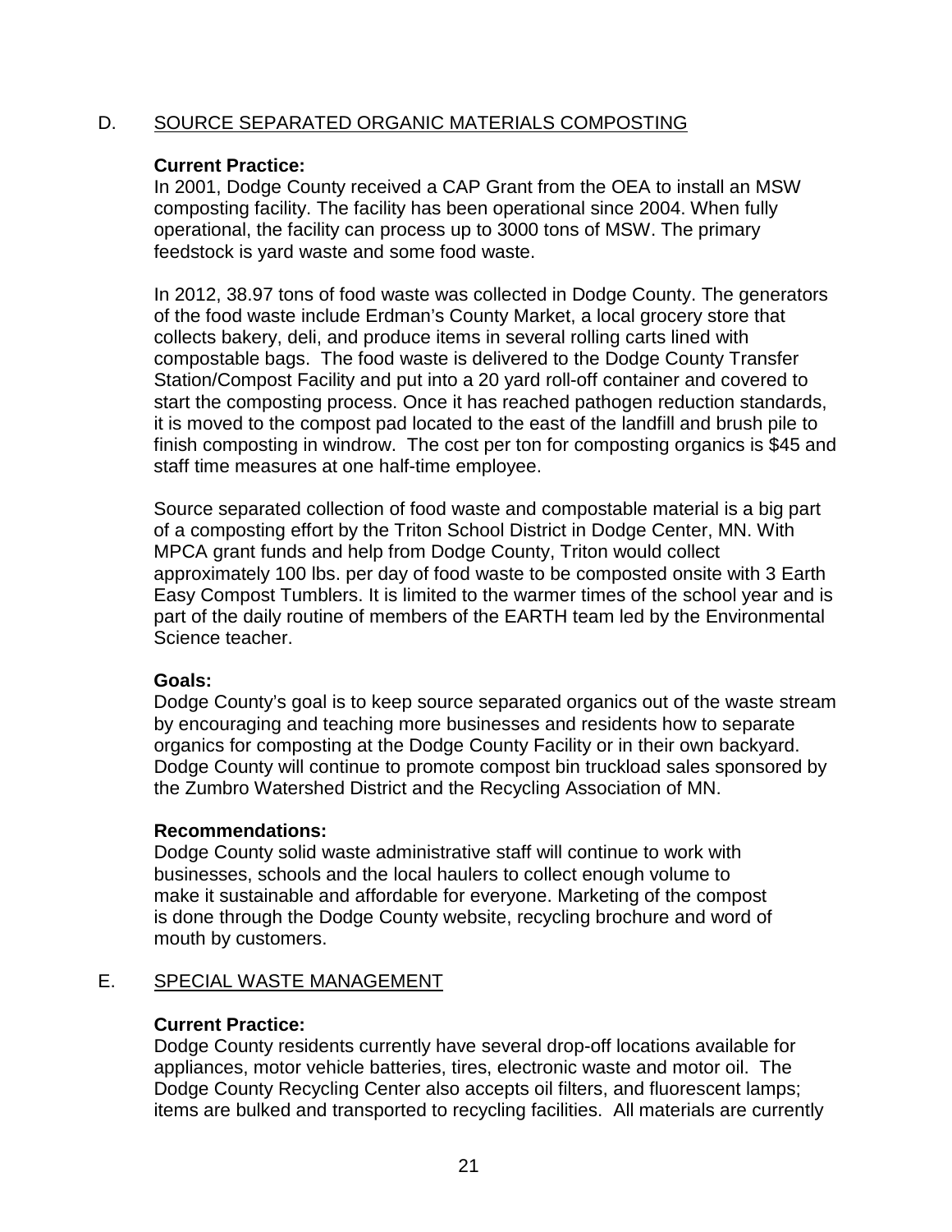## D. SOURCE SEPARATED ORGANIC MATERIALS COMPOSTING

**Current Practice:**

In 2001, Dodge County received a CAP Grant from the OEA to install an MSW composting facility. The facility has been operational since 2004. When fully operational, the facility can process up to 3000 tons of MSW. The primary feedstock is yard waste and some food waste.

In 2012, 38.97 tons of food waste was collected in Dodge County. The generators of the food waste include Erdman's County Market, a local grocery store that collects bakery, deli, and produce items in several rolling carts lined with compostable bags. The food waste is delivered to the Dodge County Transfer Station/Compost Facility and put into a 20 yard roll-off container and covered to start the composting process. Once it has reached pathogen reduction standards, it is moved to the compost pad located to the east of the landfill and brush pile to finish composting in windrow. The cost per ton for composting organics is $45 and staff time measures at one half-time employee.

Source separated collection of food waste and compostable material is a big part of a composting effort by the Triton School District in Dodge Center, MN. With MPCA grant funds and help from Dodge County, Triton would collect approximately 100 lbs. per day of food waste to be composted onsite with 3 Earth Easy Compost Tumblers. It is limited to the warmer times of the school year and is part of the daily routine of members of the EARTH team led by the Environmental Science teacher.

**Goals:**

Dodge County's goal is to keep source separated organics out of the waste stream by encouraging and teaching more businesses and residents how to separate organics for composting at the Dodge County Facility or in their own backyard. Dodge County will continue to promote compost bin truckload sales sponsored by the Zumbro Watershed District and the Recycling Association of MN.

**Recommendations:**

Dodge County solid waste administrative staff will continue to work with businesses, schools and the local haulers to collect enough volume to make it sustainable and affordable for everyone. Marketing of the compost is done through the Dodge County website, recycling brochure and word of mouth by customers.

## E. SPECIAL WASTE MANAGEMENT

**Current Practice:**

Dodge County residents currently have several drop-off locations available for appliances, motor vehicle batteries, tires, electronic waste and motor oil. The Dodge County Recycling Center also accepts oil filters, and fluorescent lamps; items are bulked and transported to recycling facilities. All materials are currently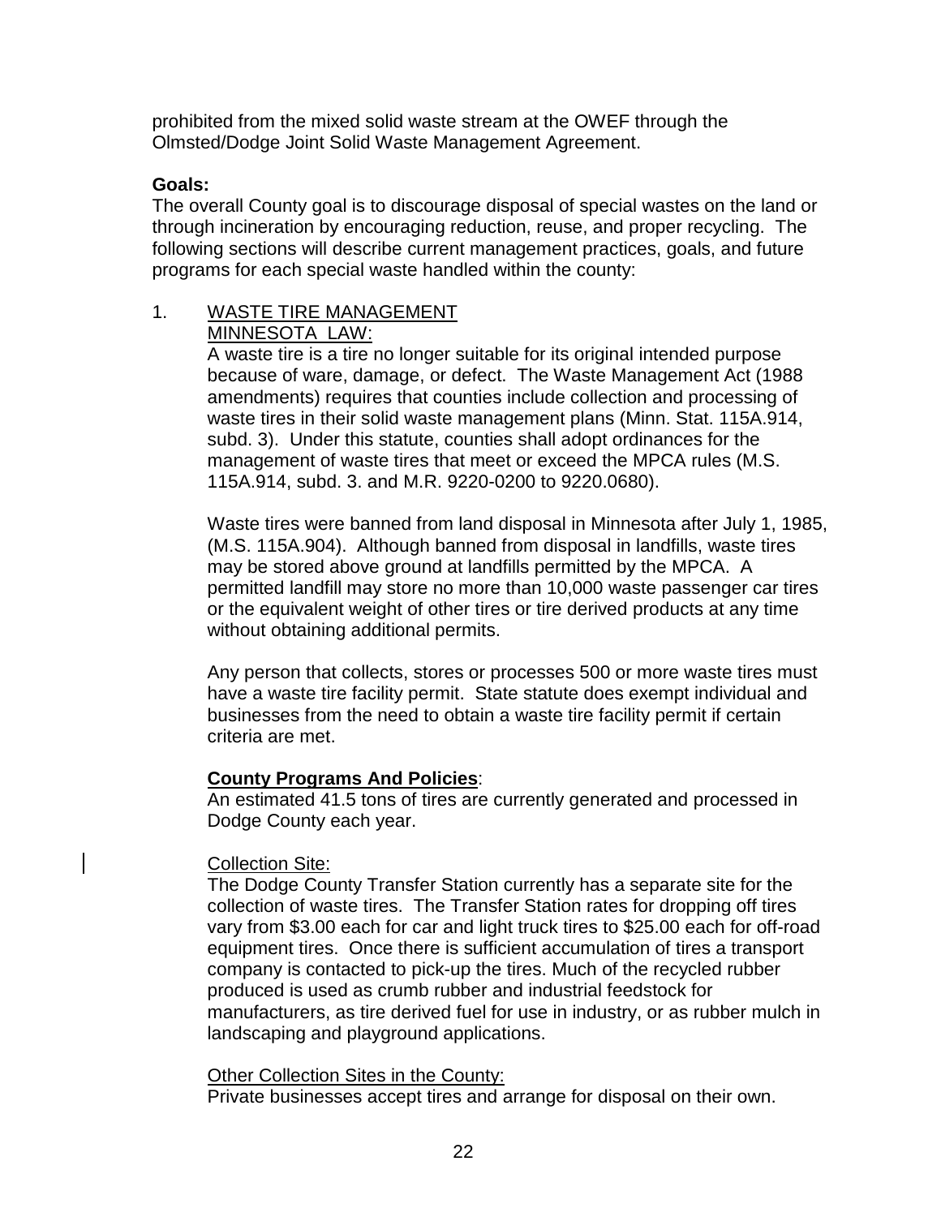prohibited from the mixed solid waste stream at the OWEF through the Olmsted/Dodge Joint Solid Waste Management Agreement.

**Goals:**

The overall County goal is to discourage disposal of special wastes on the land or through incineration by encouraging reduction, reuse, and proper recycling. The following sections will describe current management practices, goals, and future programs for each special waste handled within the county:

1. WASTE TIRE MANAGEMENT

   MINNESOTA LAW:

   A waste tire is a tire no longer suitable for its original intended purpose because of ware, damage, or defect. The Waste Management Act (1988 amendments) requires that counties include collection and processing of waste tires in their solid waste management plans (Minn. Stat. 115A.914, subd. 3). Under this statute, counties shall adopt ordinances for the management of waste tires that meet or exceed the MPCA rules (M.S. 115A.914, subd. 3. and M.R. 9220-0200 to 9220.0680).

   Waste tires were banned from land disposal in Minnesota after July 1, 1985, (M.S. 115A.904). Although banned from disposal in landfills, waste tires may be stored above ground at landfills permitted by the MPCA. A permitted landfill may store no more than 10,000 waste passenger car tires or the equivalent weight of other tires or tire derived products at any time without obtaining additional permits.

   Any person that collects, stores or processes 500 or more waste tires must have a waste tire facility permit. State statute does exempt individual and businesses from the need to obtain a waste tire facility permit if certain criteria are met.

   **County Programs And Policies**:

   An estimated 41.5 tons of tires are currently generated and processed in Dodge County each year.

   Collection Site:

   The Dodge County Transfer Station currently has a separate site for the collection of waste tires. The Transfer Station rates for dropping off tires vary from $3.00 each for car and light truck tires to $25.00 each for off-road equipment tires. Once there is sufficient accumulation of tires a transport company is contacted to pick-up the tires. Much of the recycled rubber produced is used as crumb rubber and industrial feedstock for manufacturers, as tire derived fuel for use in industry, or as rubber mulch in landscaping and playground applications.

   Other Collection Sites in the County:

   Private businesses accept tires and arrange for disposal on their own.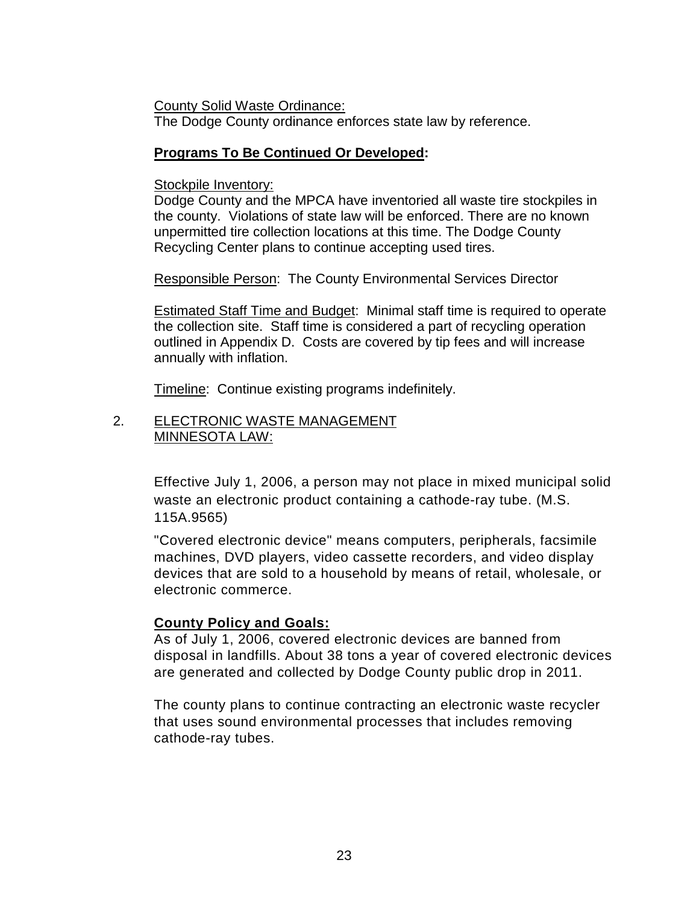County Solid Waste Ordinance:
The Dodge County ordinance enforces state law by reference.

**Programs To Be Continued Or Developed:**

Stockpile Inventory:
Dodge County and the MPCA have inventoried all waste tire stockpiles in the county. Violations of state law will be enforced. There are no known unpermitted tire collection locations at this time. The Dodge County Recycling Center plans to continue accepting used tires.

Responsible Person: The County Environmental Services Director

Estimated Staff Time and Budget: Minimal staff time is required to operate the collection site. Staff time is considered a part of recycling operation outlined in Appendix D. Costs are covered by tip fees and will increase annually with inflation.

Timeline: Continue existing programs indefinitely.

2. ELECTRONIC WASTE MANAGEMENT
MINNESOTA LAW:

Effective July 1, 2006, a person may not place in mixed municipal solid waste an electronic product containing a cathode-ray tube. (M.S. 115A.9565)

"Covered electronic device" means computers, peripherals, facsimile machines, DVD players, video cassette recorders, and video display devices that are sold to a household by means of retail, wholesale, or electronic commerce.

**County Policy and Goals:**
As of July 1, 2006, covered electronic devices are banned from disposal in landfills. About 38 tons a year of covered electronic devices are generated and collected by Dodge County public drop in 2011.

The county plans to continue contracting an electronic waste recycler that uses sound environmental processes that includes removing cathode-ray tubes.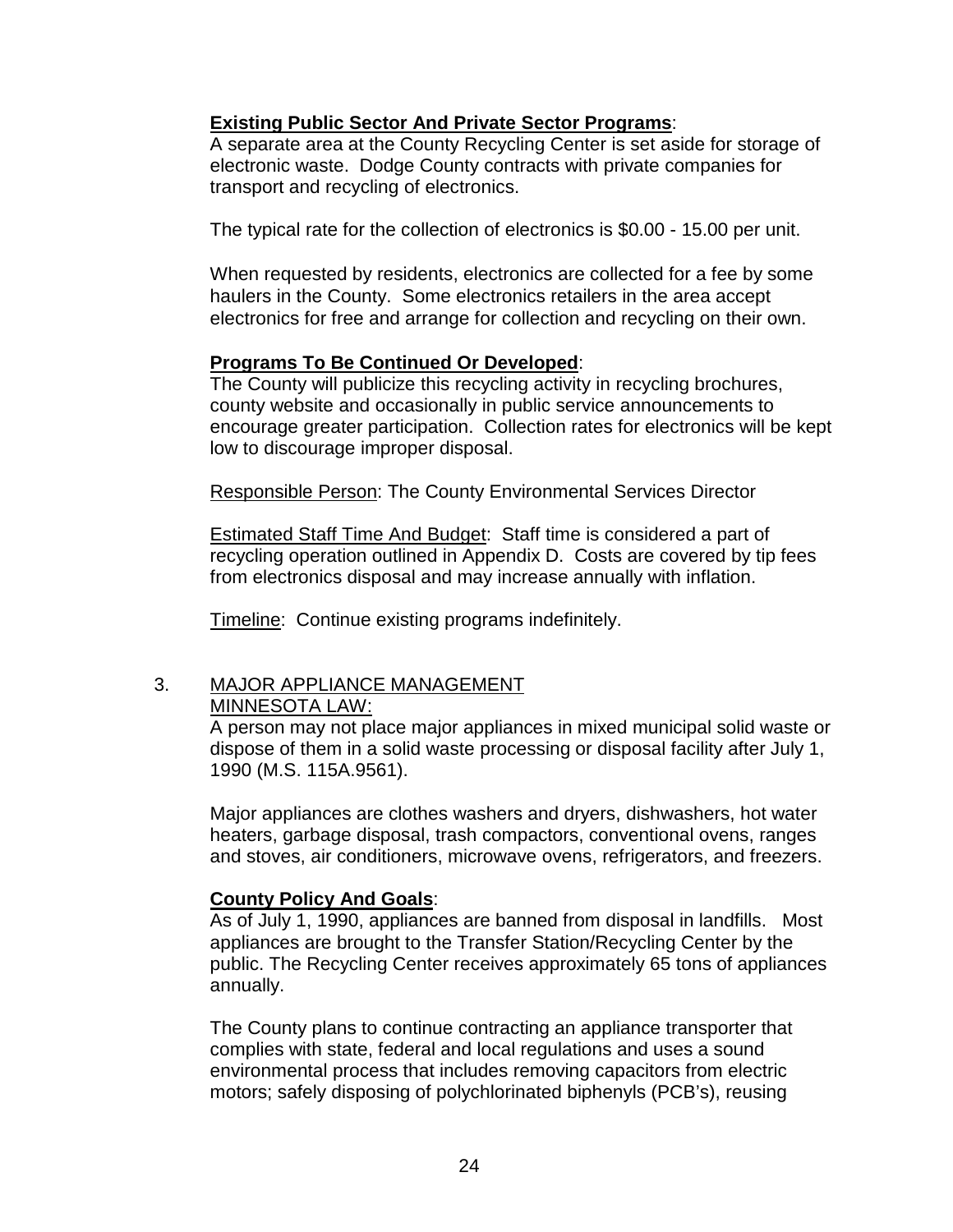**Existing Public Sector And Private Sector Programs**:
A separate area at the County Recycling Center is set aside for storage of electronic waste. Dodge County contracts with private companies for transport and recycling of electronics.

The typical rate for the collection of electronics is $0.00 - 15.00 per unit.

When requested by residents, electronics are collected for a fee by some haulers in the County. Some electronics retailers in the area accept electronics for free and arrange for collection and recycling on their own.

**Programs To Be Continued Or Developed**:
The County will publicize this recycling activity in recycling brochures, county website and occasionally in public service announcements to encourage greater participation. Collection rates for electronics will be kept low to discourage improper disposal.

Responsible Person: The County Environmental Services Director

Estimated Staff Time And Budget: Staff time is considered a part of recycling operation outlined in Appendix D. Costs are covered by tip fees from electronics disposal and may increase annually with inflation.

Timeline: Continue existing programs indefinitely.

3. MAJOR APPLIANCE MANAGEMENT

MINNESOTA LAW:
A person may not place major appliances in mixed municipal solid waste or dispose of them in a solid waste processing or disposal facility after July 1, 1990 (M.S. 115A.9561).

Major appliances are clothes washers and dryers, dishwashers, hot water heaters, garbage disposal, trash compactors, conventional ovens, ranges and stoves, air conditioners, microwave ovens, refrigerators, and freezers.

**County Policy And Goals**:
As of July 1, 1990, appliances are banned from disposal in landfills. Most appliances are brought to the Transfer Station/Recycling Center by the public. The Recycling Center receives approximately 65 tons of appliances annually.

The County plans to continue contracting an appliance transporter that complies with state, federal and local regulations and uses a sound environmental process that includes removing capacitors from electric motors; safely disposing of polychlorinated biphenyls (PCB's), reusing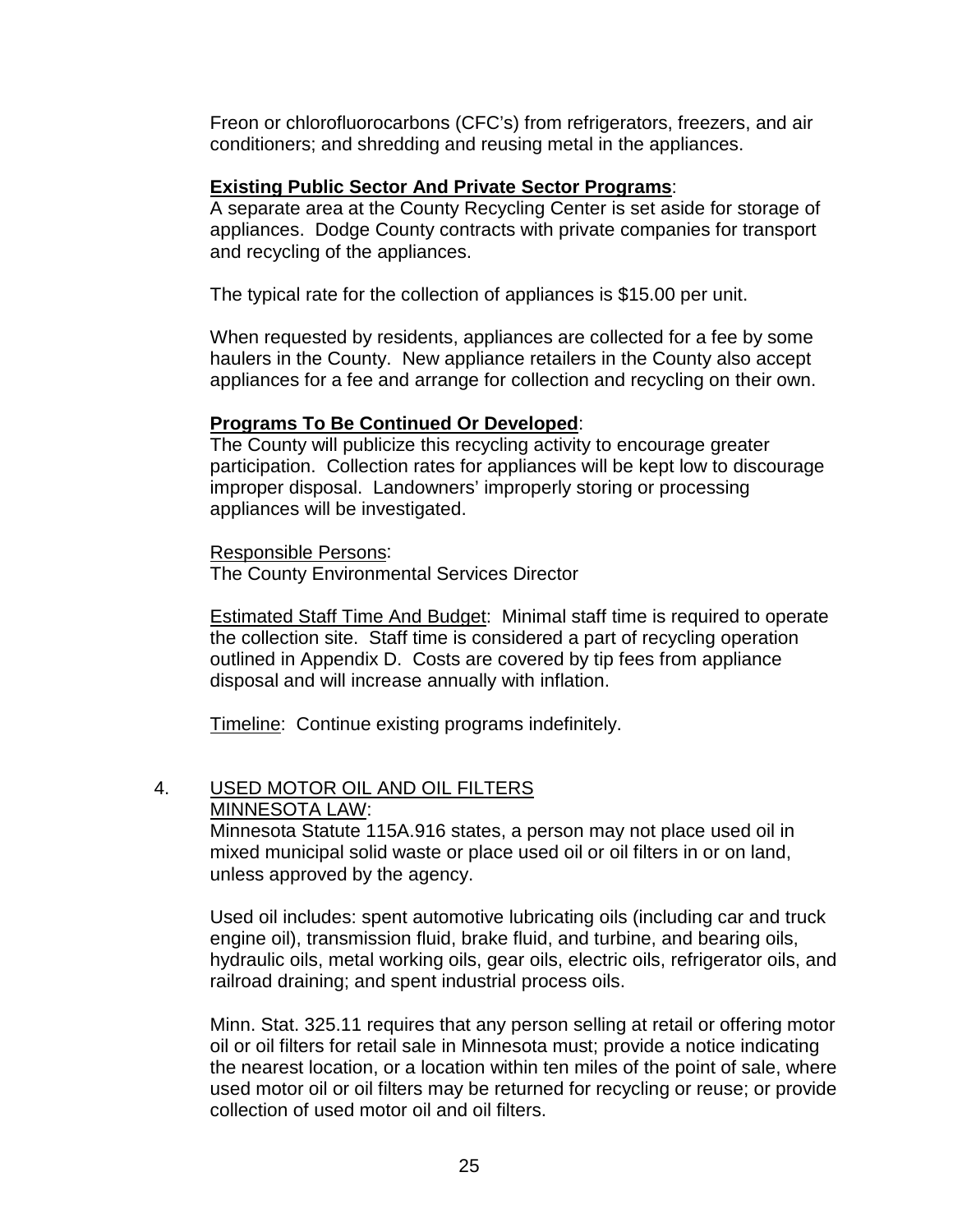Freon or chlorofluorocarbons (CFC's) from refrigerators, freezers, and air conditioners; and shredding and reusing metal in the appliances.

**Existing Public Sector And Private Sector Programs**:
A separate area at the County Recycling Center is set aside for storage of appliances. Dodge County contracts with private companies for transport and recycling of the appliances.

The typical rate for the collection of appliances is $15.00 per unit.

When requested by residents, appliances are collected for a fee by some haulers in the County. New appliance retailers in the County also accept appliances for a fee and arrange for collection and recycling on their own.

**Programs To Be Continued Or Developed**:
The County will publicize this recycling activity to encourage greater participation. Collection rates for appliances will be kept low to discourage improper disposal. Landowners' improperly storing or processing appliances will be investigated.

Responsible Persons:
The County Environmental Services Director

Estimated Staff Time And Budget: Minimal staff time is required to operate the collection site. Staff time is considered a part of recycling operation outlined in Appendix D. Costs are covered by tip fees from appliance disposal and will increase annually with inflation.

Timeline: Continue existing programs indefinitely.

4. USED MOTOR OIL AND OIL FILTERS

MINNESOTA LAW:
Minnesota Statute 115A.916 states, a person may not place used oil in mixed municipal solid waste or place used oil or oil filters in or on land, unless approved by the agency.

Used oil includes: spent automotive lubricating oils (including car and truck engine oil), transmission fluid, brake fluid, and turbine, and bearing oils, hydraulic oils, metal working oils, gear oils, electric oils, refrigerator oils, and railroad draining; and spent industrial process oils.

Minn. Stat. 325.11 requires that any person selling at retail or offering motor oil or oil filters for retail sale in Minnesota must; provide a notice indicating the nearest location, or a location within ten miles of the point of sale, where used motor oil or oil filters may be returned for recycling or reuse; or provide collection of used motor oil and oil filters.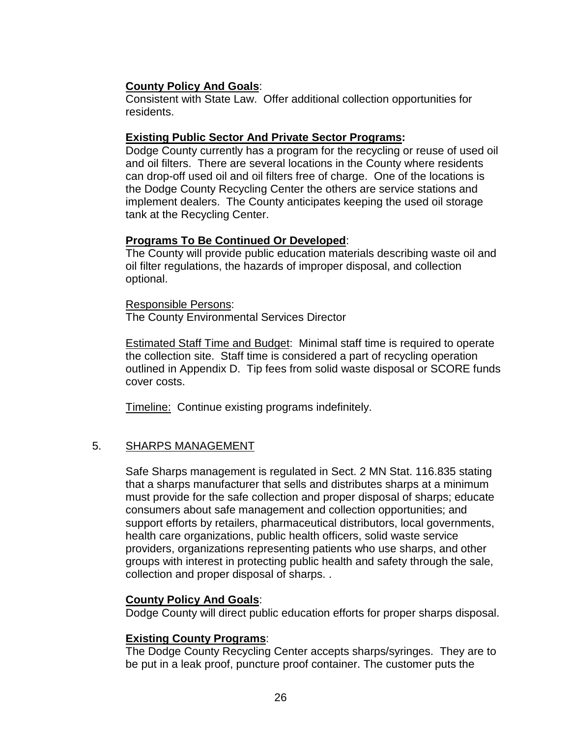**County Policy And Goals**:
Consistent with State Law. Offer additional collection opportunities for residents.

**Existing Public Sector And Private Sector Programs:**
Dodge County currently has a program for the recycling or reuse of used oil and oil filters. There are several locations in the County where residents can drop-off used oil and oil filters free of charge. One of the locations is the Dodge County Recycling Center the others are service stations and implement dealers. The County anticipates keeping the used oil storage tank at the Recycling Center.

**Programs To Be Continued Or Developed**:
The County will provide public education materials describing waste oil and oil filter regulations, the hazards of improper disposal, and collection optional.

Responsible Persons:
The County Environmental Services Director

Estimated Staff Time and Budget: Minimal staff time is required to operate the collection site. Staff time is considered a part of recycling operation outlined in Appendix D. Tip fees from solid waste disposal or SCORE funds cover costs.

Timeline: Continue existing programs indefinitely.

5. SHARPS MANAGEMENT

Safe Sharps management is regulated in Sect. 2 MN Stat. 116.835 stating that a sharps manufacturer that sells and distributes sharps at a minimum must provide for the safe collection and proper disposal of sharps; educate consumers about safe management and collection opportunities; and support efforts by retailers, pharmaceutical distributors, local governments, health care organizations, public health officers, solid waste service providers, organizations representing patients who use sharps, and other groups with interest in protecting public health and safety through the sale, collection and proper disposal of sharps. .

**County Policy And Goals**:
Dodge County will direct public education efforts for proper sharps disposal.

**Existing County Programs**:
The Dodge County Recycling Center accepts sharps/syringes. They are to be put in a leak proof, puncture proof container. The customer puts the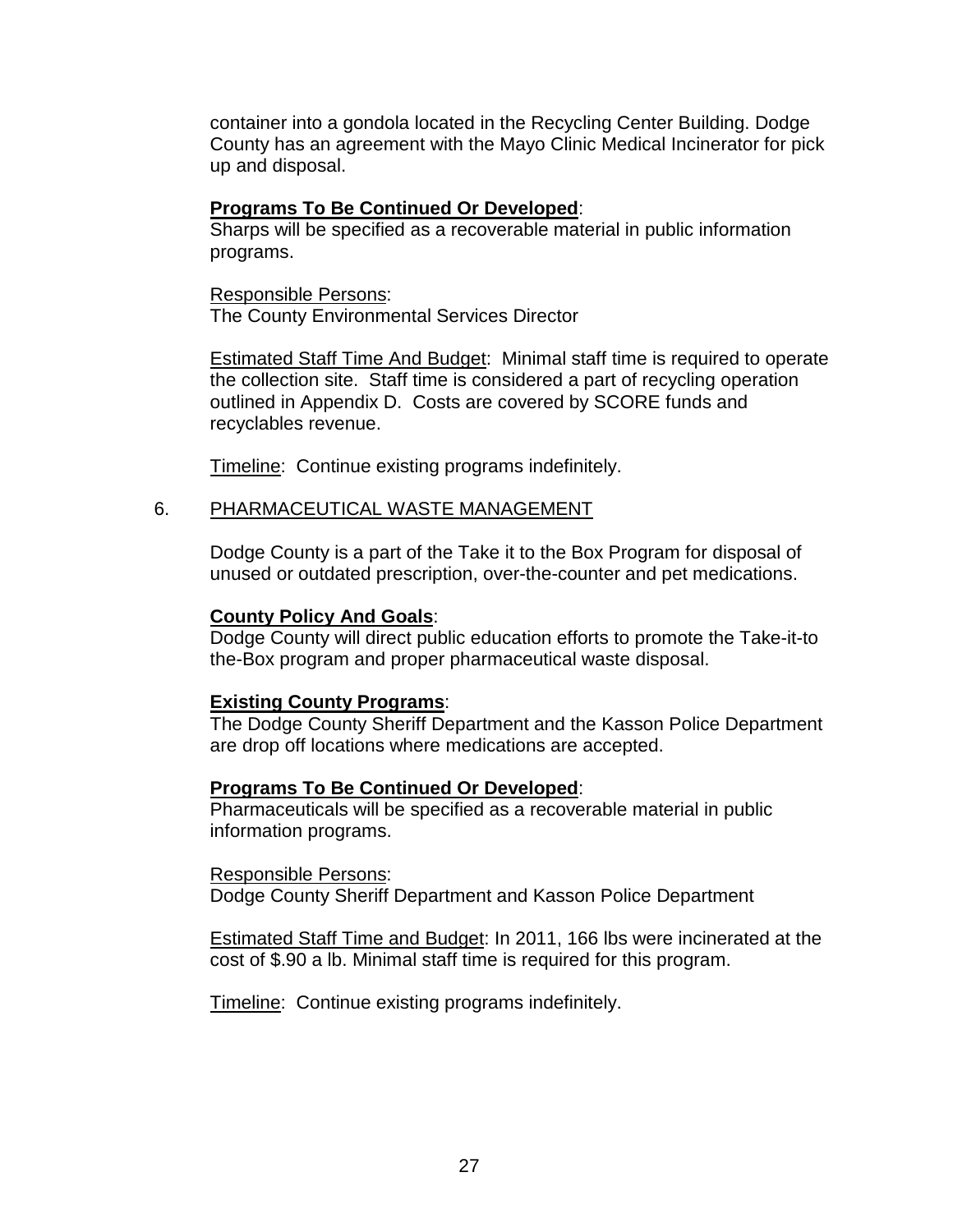container into a gondola located in the Recycling Center Building. Dodge County has an agreement with the Mayo Clinic Medical Incinerator for pick up and disposal.

**Programs To Be Continued Or Developed**:
Sharps will be specified as a recoverable material in public information programs.

Responsible Persons:
The County Environmental Services Director

Estimated Staff Time And Budget: Minimal staff time is required to operate the collection site. Staff time is considered a part of recycling operation outlined in Appendix D. Costs are covered by SCORE funds and recyclables revenue.

Timeline: Continue existing programs indefinitely.

6. PHARMACEUTICAL WASTE MANAGEMENT

Dodge County is a part of the Take it to the Box Program for disposal of unused or outdated prescription, over-the-counter and pet medications.

**County Policy And Goals**:
Dodge County will direct public education efforts to promote the Take-it-to the-Box program and proper pharmaceutical waste disposal.

**Existing County Programs**:
The Dodge County Sheriff Department and the Kasson Police Department are drop off locations where medications are accepted.

**Programs To Be Continued Or Developed**:
Pharmaceuticals will be specified as a recoverable material in public information programs.

Responsible Persons:
Dodge County Sheriff Department and Kasson Police Department

Estimated Staff Time and Budget: In 2011, 166 lbs were incinerated at the cost of $.90 a lb. Minimal staff time is required for this program.

Timeline: Continue existing programs indefinitely.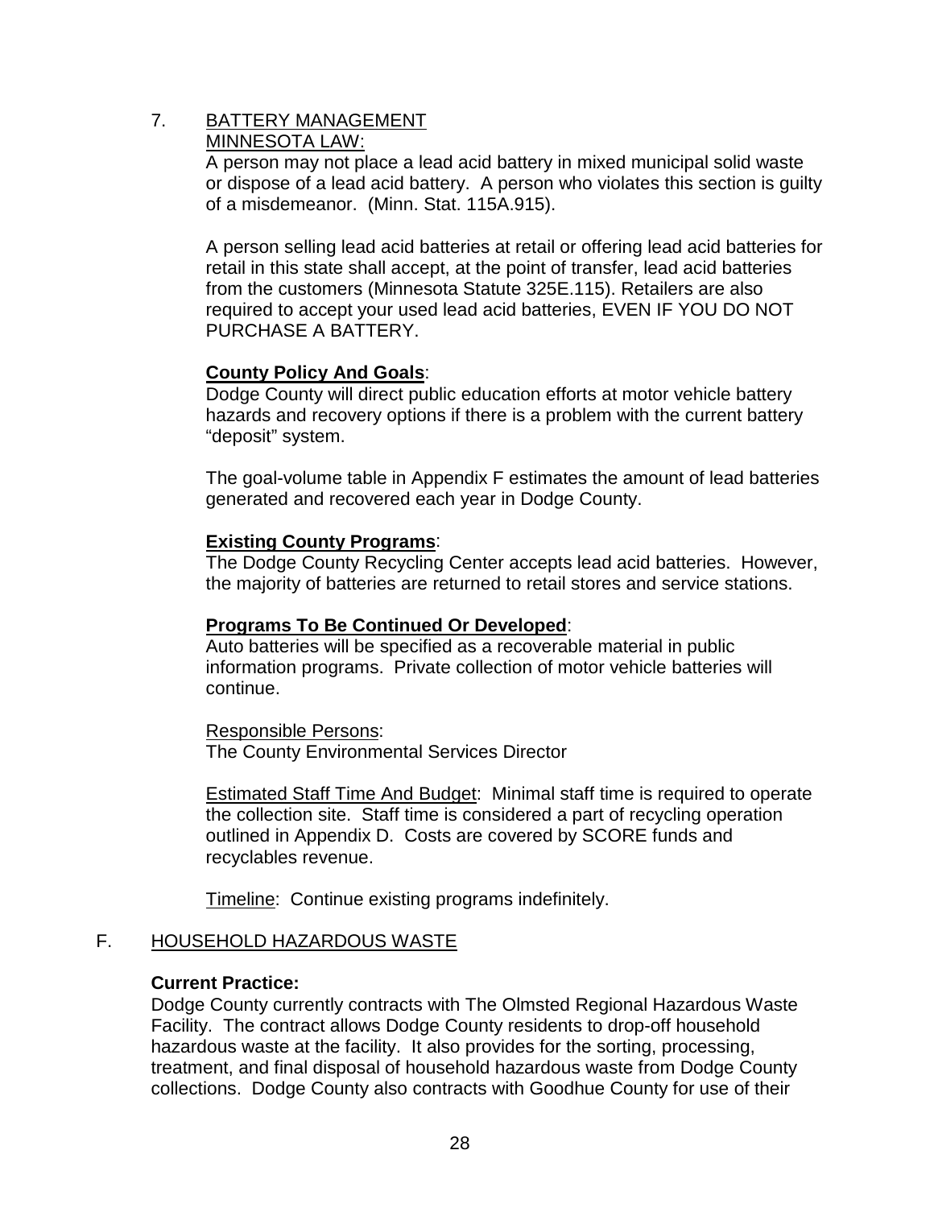7. BATTERY MANAGEMENT

MINNESOTA LAW:

A person may not place a lead acid battery in mixed municipal solid waste or dispose of a lead acid battery. A person who violates this section is guilty of a misdemeanor. (Minn. Stat. 115A.915).

A person selling lead acid batteries at retail or offering lead acid batteries for retail in this state shall accept, at the point of transfer, lead acid batteries from the customers (Minnesota Statute 325E.115). Retailers are also required to accept your used lead acid batteries, EVEN IF YOU DO NOT PURCHASE A BATTERY.

**County Policy And Goals**:

Dodge County will direct public education efforts at motor vehicle battery hazards and recovery options if there is a problem with the current battery "deposit" system.

The goal-volume table in Appendix F estimates the amount of lead batteries generated and recovered each year in Dodge County.

**Existing County Programs**:

The Dodge County Recycling Center accepts lead acid batteries. However, the majority of batteries are returned to retail stores and service stations.

**Programs To Be Continued Or Developed**:

Auto batteries will be specified as a recoverable material in public information programs. Private collection of motor vehicle batteries will continue.

Responsible Persons:

The County Environmental Services Director

Estimated Staff Time And Budget: Minimal staff time is required to operate the collection site. Staff time is considered a part of recycling operation outlined in Appendix D. Costs are covered by SCORE funds and recyclables revenue.

Timeline: Continue existing programs indefinitely.

## F. HOUSEHOLD HAZARDOUS WASTE

**Current Practice:**

Dodge County currently contracts with The Olmsted Regional Hazardous Waste Facility. The contract allows Dodge County residents to drop-off household hazardous waste at the facility. It also provides for the sorting, processing, treatment, and final disposal of household hazardous waste from Dodge County collections. Dodge County also contracts with Goodhue County for use of their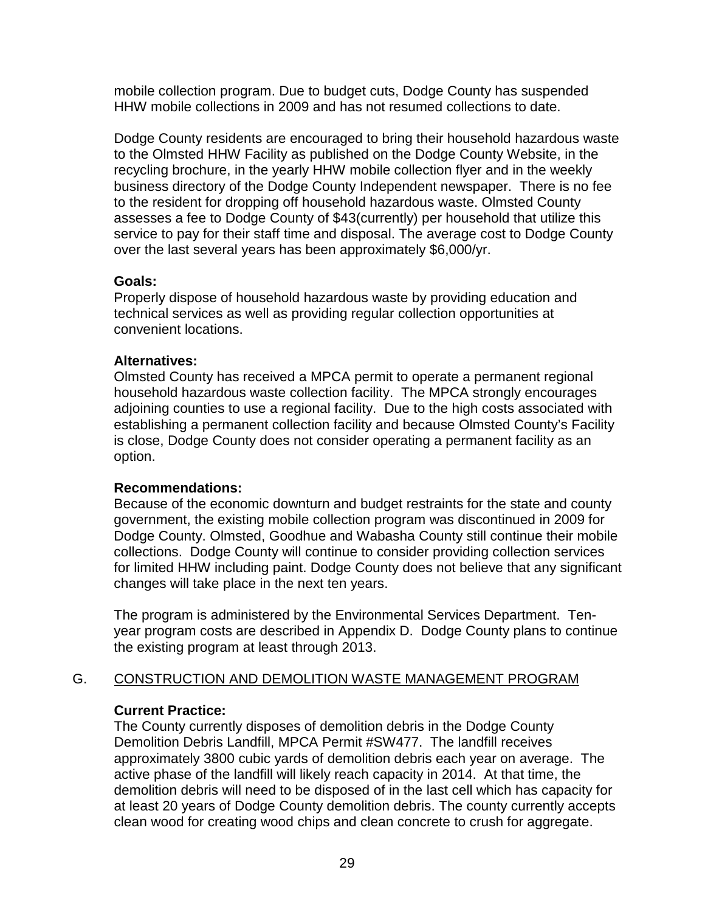mobile collection program. Due to budget cuts, Dodge County has suspended HHW mobile collections in 2009 and has not resumed collections to date.

Dodge County residents are encouraged to bring their household hazardous waste to the Olmsted HHW Facility as published on the Dodge County Website, in the recycling brochure, in the yearly HHW mobile collection flyer and in the weekly business directory of the Dodge County Independent newspaper. There is no fee to the resident for dropping off household hazardous waste. Olmsted County assesses a fee to Dodge County of $43(currently) per household that utilize this service to pay for their staff time and disposal. The average cost to Dodge County over the last several years has been approximately $6,000/yr.

**Goals:**
Properly dispose of household hazardous waste by providing education and technical services as well as providing regular collection opportunities at convenient locations.

**Alternatives:**
Olmsted County has received a MPCA permit to operate a permanent regional household hazardous waste collection facility. The MPCA strongly encourages adjoining counties to use a regional facility. Due to the high costs associated with establishing a permanent collection facility and because Olmsted County's Facility is close, Dodge County does not consider operating a permanent facility as an option.

**Recommendations:**
Because of the economic downturn and budget restraints for the state and county government, the existing mobile collection program was discontinued in 2009 for Dodge County. Olmsted, Goodhue and Wabasha County still continue their mobile collections. Dodge County will continue to consider providing collection services for limited HHW including paint. Dodge County does not believe that any significant changes will take place in the next ten years.

The program is administered by the Environmental Services Department. Ten-year program costs are described in Appendix D. Dodge County plans to continue the existing program at least through 2013.

## G. CONSTRUCTION AND DEMOLITION WASTE MANAGEMENT PROGRAM

**Current Practice:**
The County currently disposes of demolition debris in the Dodge County Demolition Debris Landfill, MPCA Permit #SW477. The landfill receives approximately 3800 cubic yards of demolition debris each year on average. The active phase of the landfill will likely reach capacity in 2014. At that time, the demolition debris will need to be disposed of in the last cell which has capacity for at least 20 years of Dodge County demolition debris. The county currently accepts clean wood for creating wood chips and clean concrete to crush for aggregate.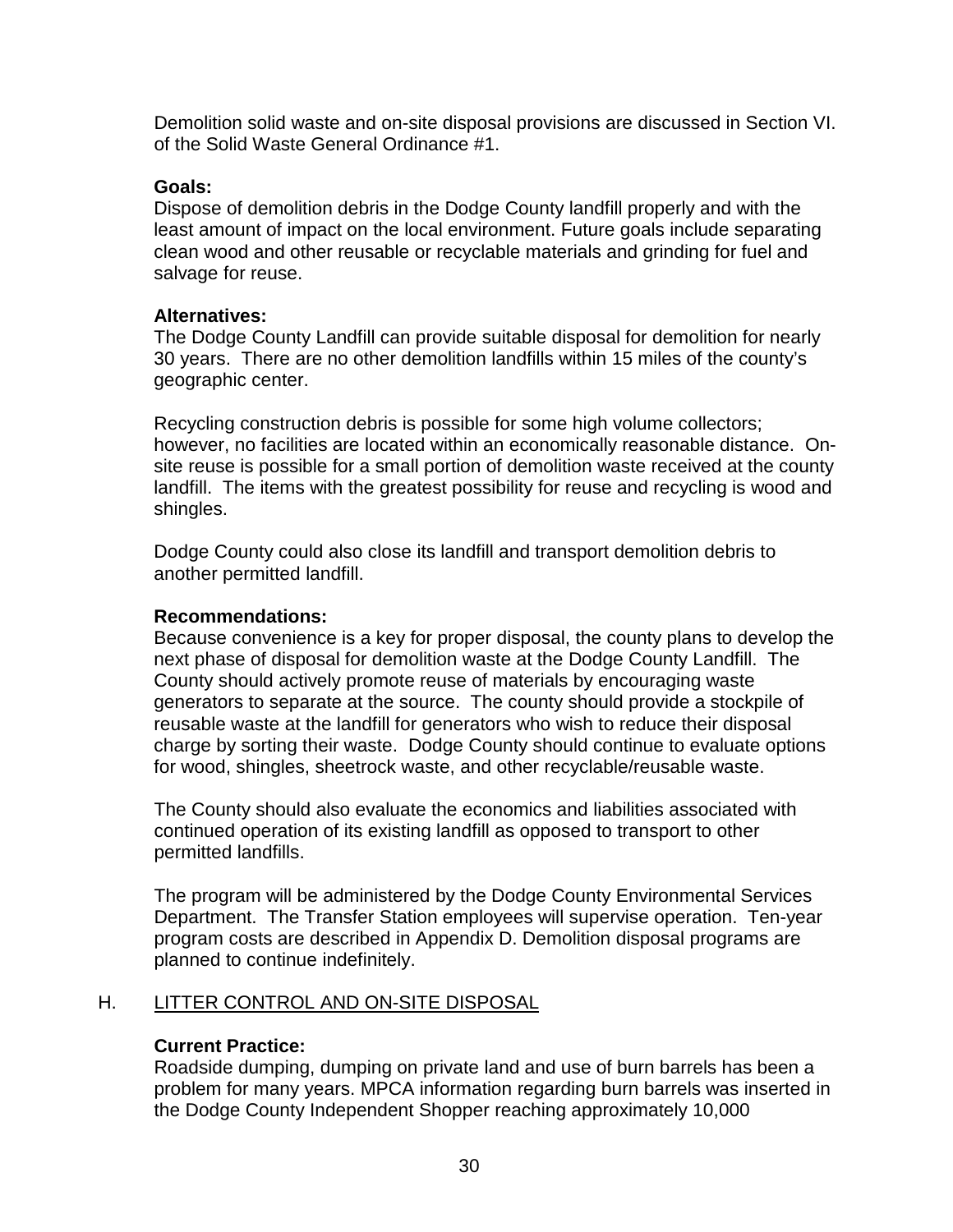Demolition solid waste and on-site disposal provisions are discussed in Section VI. of the Solid Waste General Ordinance #1.

**Goals:**
Dispose of demolition debris in the Dodge County landfill properly and with the least amount of impact on the local environment. Future goals include separating clean wood and other reusable or recyclable materials and grinding for fuel and salvage for reuse.

**Alternatives:**
The Dodge County Landfill can provide suitable disposal for demolition for nearly 30 years. There are no other demolition landfills within 15 miles of the county's geographic center.

Recycling construction debris is possible for some high volume collectors; however, no facilities are located within an economically reasonable distance. On-site reuse is possible for a small portion of demolition waste received at the county landfill. The items with the greatest possibility for reuse and recycling is wood and shingles.

Dodge County could also close its landfill and transport demolition debris to another permitted landfill.

**Recommendations:**
Because convenience is a key for proper disposal, the county plans to develop the next phase of disposal for demolition waste at the Dodge County Landfill. The County should actively promote reuse of materials by encouraging waste generators to separate at the source. The county should provide a stockpile of reusable waste at the landfill for generators who wish to reduce their disposal charge by sorting their waste. Dodge County should continue to evaluate options for wood, shingles, sheetrock waste, and other recyclable/reusable waste.

The County should also evaluate the economics and liabilities associated with continued operation of its existing landfill as opposed to transport to other permitted landfills.

The program will be administered by the Dodge County Environmental Services Department. The Transfer Station employees will supervise operation. Ten-year program costs are described in Appendix D. Demolition disposal programs are planned to continue indefinitely.

## H. LITTER CONTROL AND ON-SITE DISPOSAL

**Current Practice:**
Roadside dumping, dumping on private land and use of burn barrels has been a problem for many years. MPCA information regarding burn barrels was inserted in the Dodge County Independent Shopper reaching approximately 10,000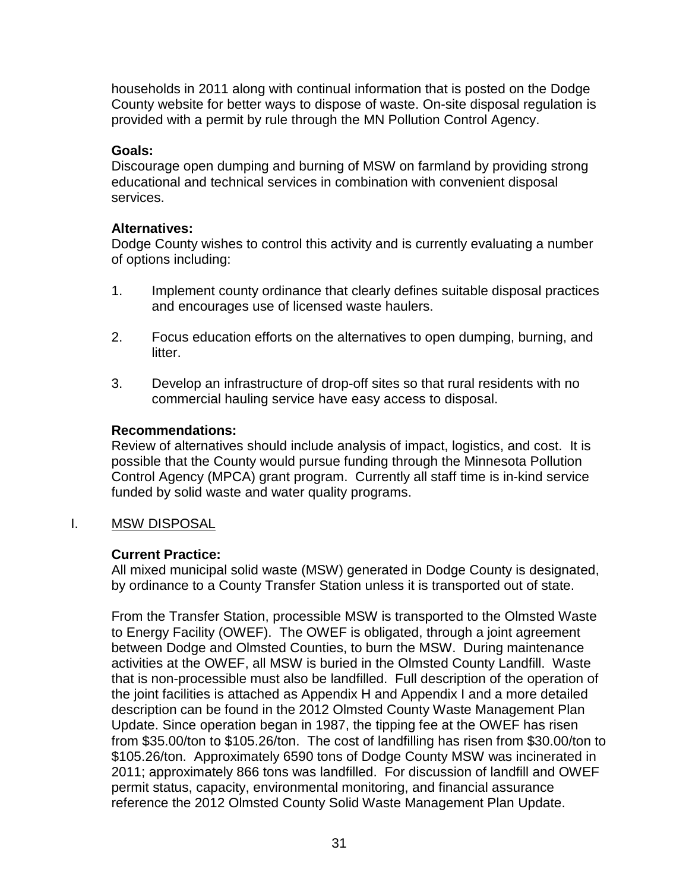households in 2011 along with continual information that is posted on the Dodge County website for better ways to dispose of waste. On-site disposal regulation is provided with a permit by rule through the MN Pollution Control Agency.

**Goals:**
Discourage open dumping and burning of MSW on farmland by providing strong educational and technical services in combination with convenient disposal services.

**Alternatives:**
Dodge County wishes to control this activity and is currently evaluating a number of options including:

1. Implement county ordinance that clearly defines suitable disposal practices and encourages use of licensed waste haulers.

2. Focus education efforts on the alternatives to open dumping, burning, and litter.

3. Develop an infrastructure of drop-off sites so that rural residents with no commercial hauling service have easy access to disposal.

**Recommendations:**
Review of alternatives should include analysis of impact, logistics, and cost. It is possible that the County would pursue funding through the Minnesota Pollution Control Agency (MPCA) grant program. Currently all staff time is in-kind service funded by solid waste and water quality programs.

## I. MSW DISPOSAL

**Current Practice:**
All mixed municipal solid waste (MSW) generated in Dodge County is designated, by ordinance to a County Transfer Station unless it is transported out of state.

From the Transfer Station, processible MSW is transported to the Olmsted Waste to Energy Facility (OWEF). The OWEF is obligated, through a joint agreement between Dodge and Olmsted Counties, to burn the MSW. During maintenance activities at the OWEF, all MSW is buried in the Olmsted County Landfill. Waste that is non-processible must also be landfilled. Full description of the operation of the joint facilities is attached as Appendix H and Appendix I and a more detailed description can be found in the 2012 Olmsted County Waste Management Plan Update. Since operation began in 1987, the tipping fee at the OWEF has risen from $35.00/ton to $105.26/ton. The cost of landfilling has risen from $30.00/ton to $105.26/ton. Approximately 6590 tons of Dodge County MSW was incinerated in 2011; approximately 866 tons was landfilled. For discussion of landfill and OWEF permit status, capacity, environmental monitoring, and financial assurance reference the 2012 Olmsted County Solid Waste Management Plan Update.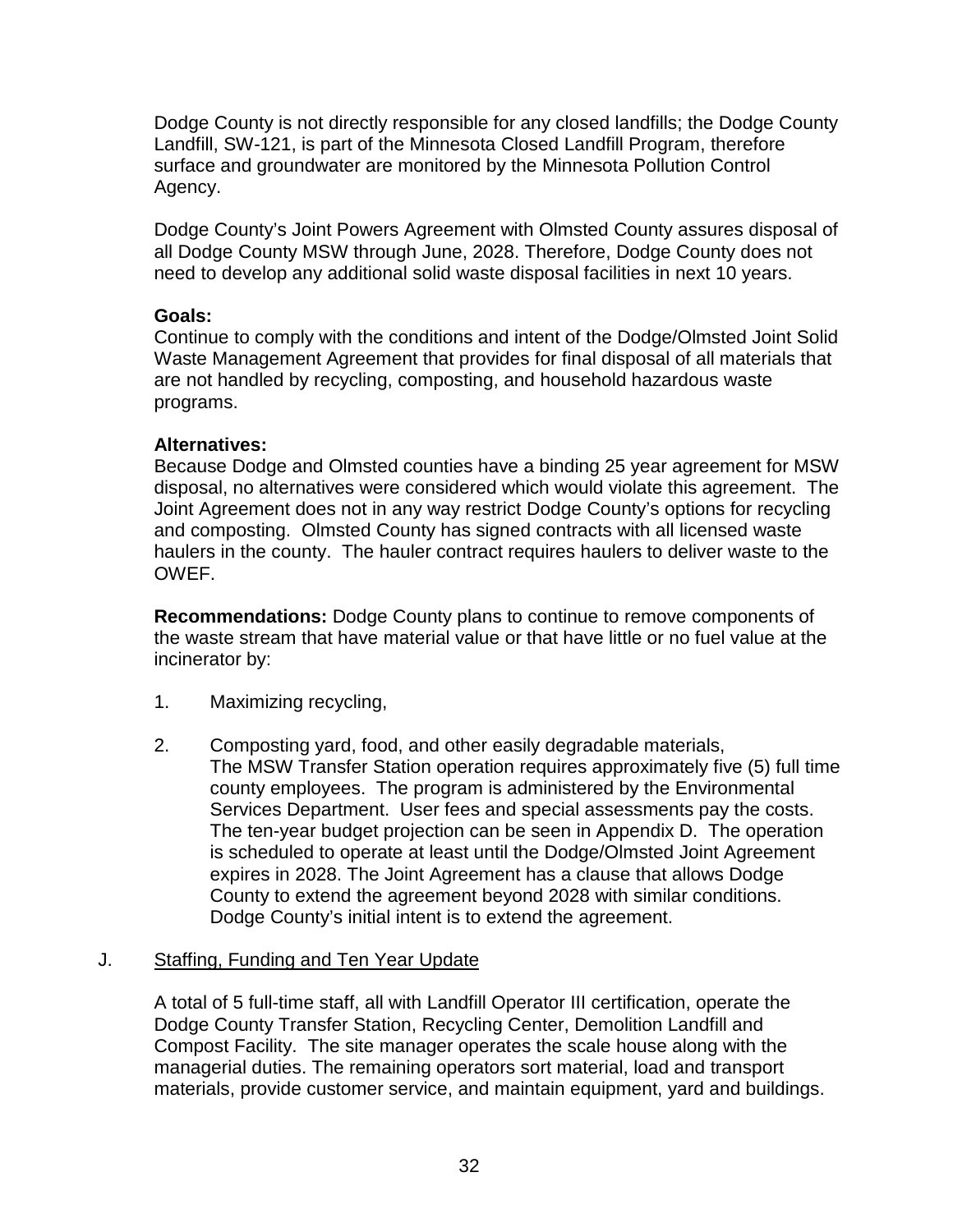Dodge County is not directly responsible for any closed landfills; the Dodge County Landfill, SW-121, is part of the Minnesota Closed Landfill Program, therefore surface and groundwater are monitored by the Minnesota Pollution Control Agency.

Dodge County's Joint Powers Agreement with Olmsted County assures disposal of all Dodge County MSW through June, 2028. Therefore, Dodge County does not need to develop any additional solid waste disposal facilities in next 10 years.

**Goals:**
Continue to comply with the conditions and intent of the Dodge/Olmsted Joint Solid Waste Management Agreement that provides for final disposal of all materials that are not handled by recycling, composting, and household hazardous waste programs.

**Alternatives:**
Because Dodge and Olmsted counties have a binding 25 year agreement for MSW disposal, no alternatives were considered which would violate this agreement. The Joint Agreement does not in any way restrict Dodge County's options for recycling and composting. Olmsted County has signed contracts with all licensed waste haulers in the county. The hauler contract requires haulers to deliver waste to the OWEF.

**Recommendations:** Dodge County plans to continue to remove components of the waste stream that have material value or that have little or no fuel value at the incinerator by:

1. Maximizing recycling,

2. Composting yard, food, and other easily degradable materials,
   The MSW Transfer Station operation requires approximately five (5) full time county employees. The program is administered by the Environmental Services Department. User fees and special assessments pay the costs. The ten-year budget projection can be seen in Appendix D. The operation is scheduled to operate at least until the Dodge/Olmsted Joint Agreement expires in 2028. The Joint Agreement has a clause that allows Dodge County to extend the agreement beyond 2028 with similar conditions. Dodge County's initial intent is to extend the agreement.

## J. Staffing, Funding and Ten Year Update

A total of 5 full-time staff, all with Landfill Operator III certification, operate the Dodge County Transfer Station, Recycling Center, Demolition Landfill and Compost Facility. The site manager operates the scale house along with the managerial duties. The remaining operators sort material, load and transport materials, provide customer service, and maintain equipment, yard and buildings.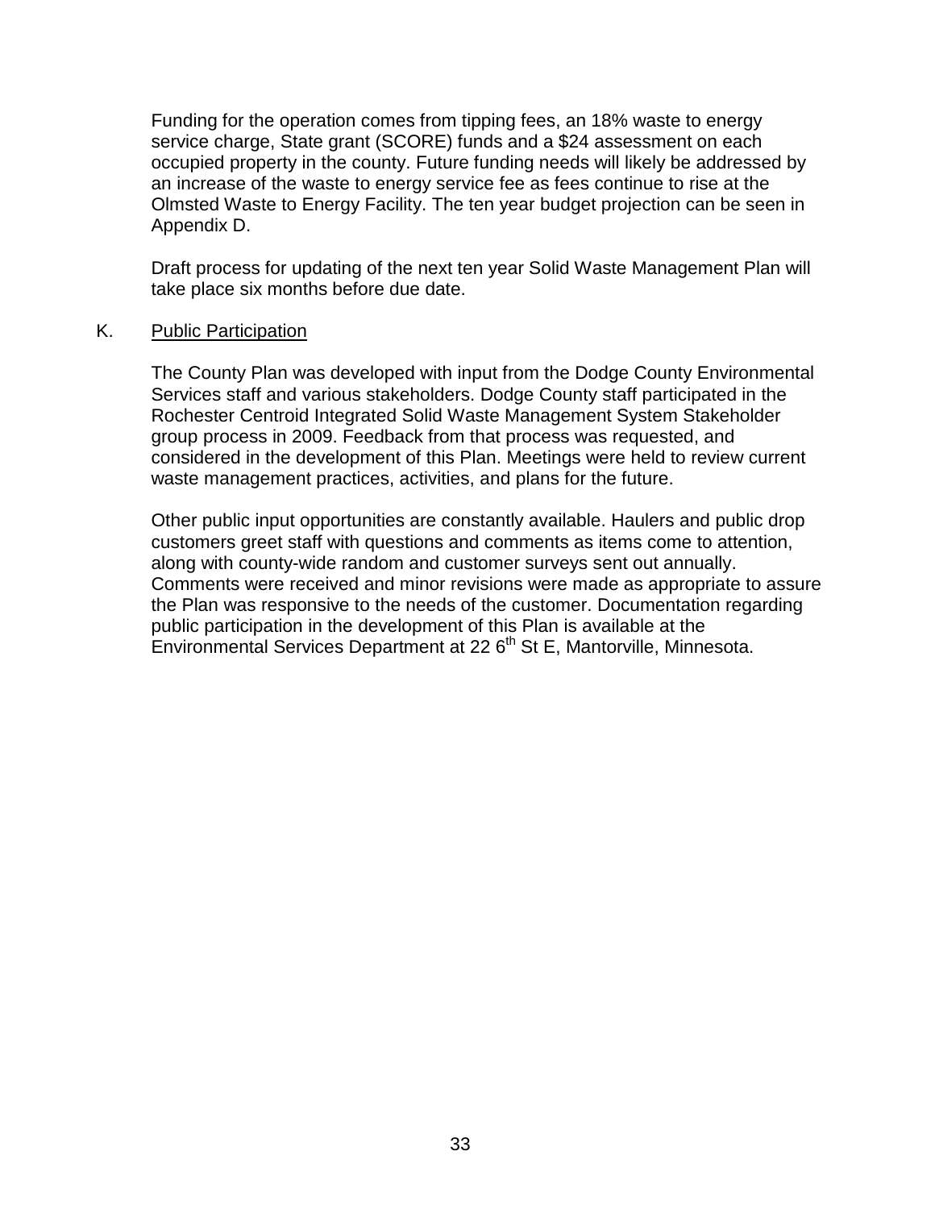Funding for the operation comes from tipping fees, an 18% waste to energy service charge, State grant (SCORE) funds and a $24 assessment on each occupied property in the county. Future funding needs will likely be addressed by an increase of the waste to energy service fee as fees continue to rise at the Olmsted Waste to Energy Facility. The ten year budget projection can be seen in Appendix D.

Draft process for updating of the next ten year Solid Waste Management Plan will take place six months before due date.

## K. Public Participation

The County Plan was developed with input from the Dodge County Environmental Services staff and various stakeholders. Dodge County staff participated in the Rochester Centroid Integrated Solid Waste Management System Stakeholder group process in 2009. Feedback from that process was requested, and considered in the development of this Plan. Meetings were held to review current waste management practices, activities, and plans for the future.

Other public input opportunities are constantly available. Haulers and public drop customers greet staff with questions and comments as items come to attention, along with county-wide random and customer surveys sent out annually. Comments were received and minor revisions were made as appropriate to assure the Plan was responsive to the needs of the customer. Documentation regarding public participation in the development of this Plan is available at the Environmental Services Department at 22 6th St E, Mantorville, Minnesota.